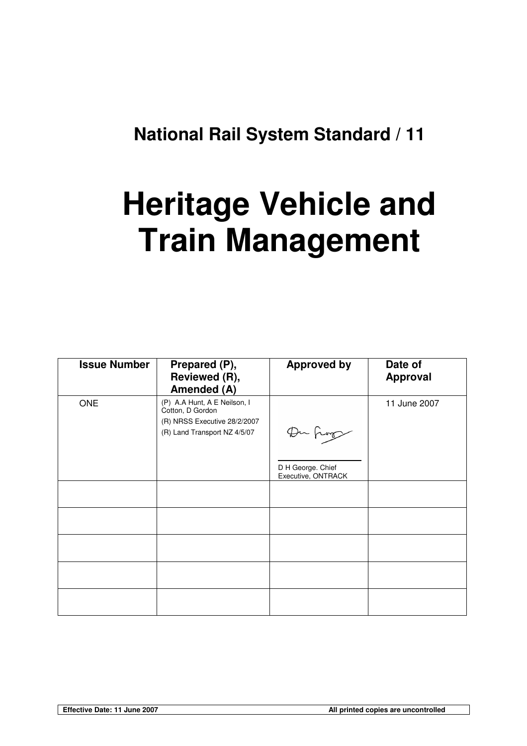# National Rail System Standard / 11

# Heritage Vehicle and Train Management

| Issue Number | Prepared (P), Reviewed (R), Amended (A) | Approved by | Date of Approval |
|---|---|---|---|
| ONE | (P) A.A Hunt, A E Neilson, I Cotton, D Gordon<br>(R) NRSS Executive 28/2/2007<br>(R) Land Transport NZ 4/5/07 | D H George. Chief Executive, ONTRACK | 11 June 2007 |
| | | | |
| | | | |
| | | | |
| | | | |
| | | | |

Effective Date: 11 June 2007

All printed copies are uncontrolled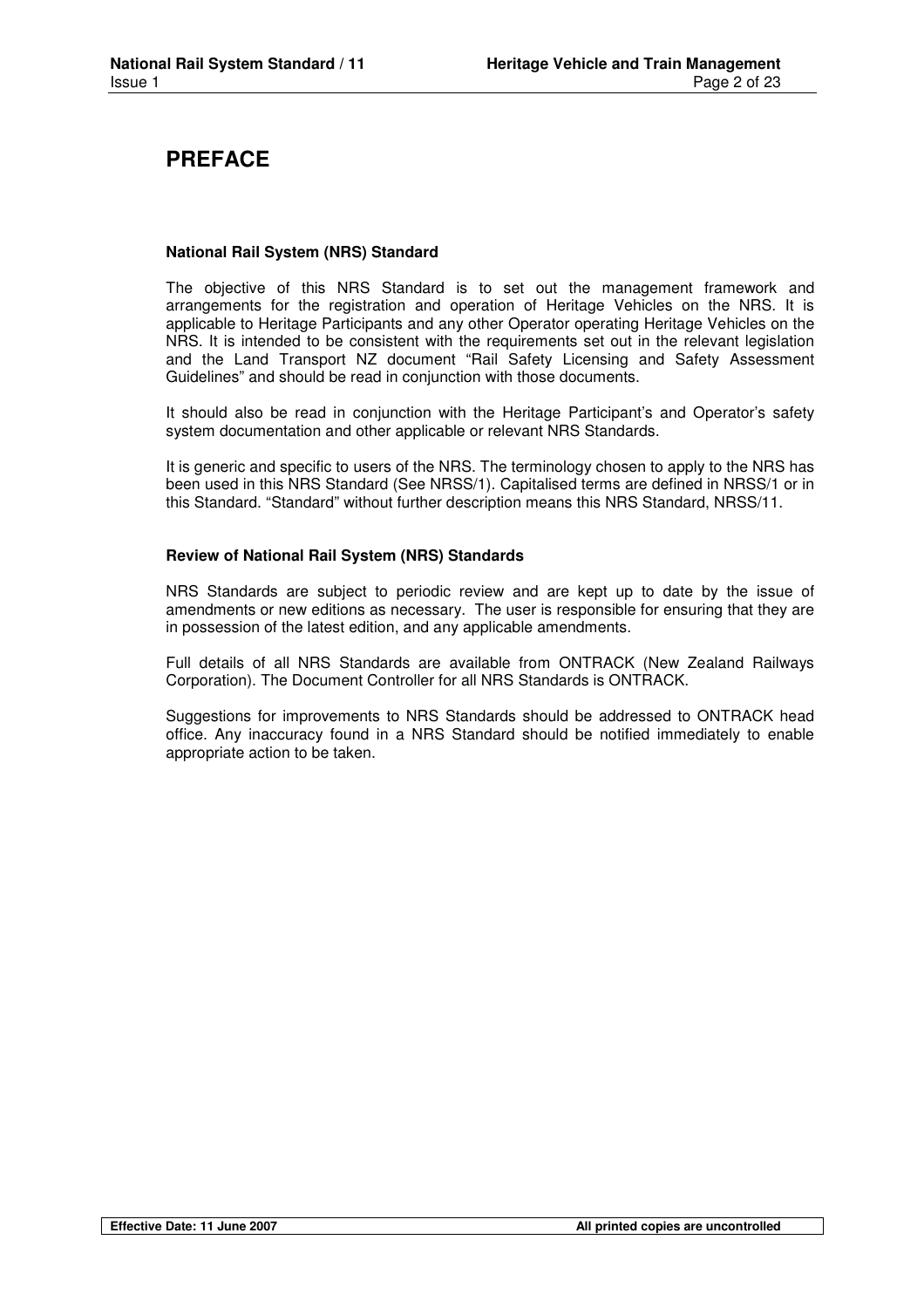# PREFACE

**National Rail System (NRS) Standard**

The objective of this NRS Standard is to set out the management framework and arrangements for the registration and operation of Heritage Vehicles on the NRS. It is applicable to Heritage Participants and any other Operator operating Heritage Vehicles on the NRS. It is intended to be consistent with the requirements set out in the relevant legislation and the Land Transport NZ document "Rail Safety Licensing and Safety Assessment Guidelines" and should be read in conjunction with those documents.

It should also be read in conjunction with the Heritage Participant's and Operator's safety system documentation and other applicable or relevant NRS Standards.

It is generic and specific to users of the NRS. The terminology chosen to apply to the NRS has been used in this NRS Standard (See NRSS/1). Capitalised terms are defined in NRSS/1 or in this Standard. "Standard" without further description means this NRS Standard, NRSS/11.

**Review of National Rail System (NRS) Standards**

NRS Standards are subject to periodic review and are kept up to date by the issue of amendments or new editions as necessary. The user is responsible for ensuring that they are in possession of the latest edition, and any applicable amendments.

Full details of all NRS Standards are available from ONTRACK (New Zealand Railways Corporation). The Document Controller for all NRS Standards is ONTRACK.

Suggestions for improvements to NRS Standards should be addressed to ONTRACK head office. Any inaccuracy found in a NRS Standard should be notified immediately to enable appropriate action to be taken.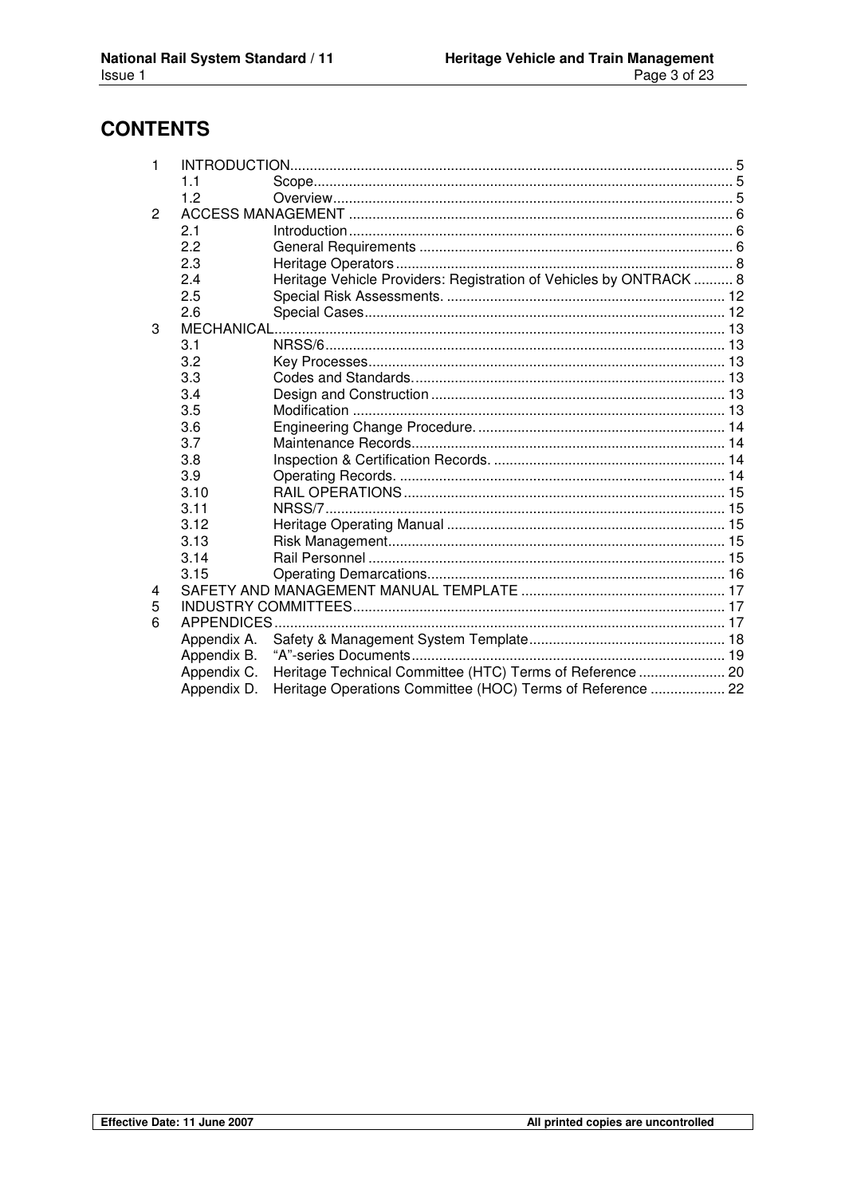# CONTENTS

| | | | |
|---|---|---|---|
| 1 | INTRODUCTION | | 5 |
| | 1.1 | Scope | 5 |
| | 1.2 | Overview | 5 |
| 2 | ACCESS MANAGEMENT | | 6 |
| | 2.1 | Introduction | 6 |
| | 2.2 | General Requirements | 6 |
| | 2.3 | Heritage Operators | 8 |
| | 2.4 | Heritage Vehicle Providers: Registration of Vehicles by ONTRACK | 8 |
| | 2.5 | Special Risk Assessments. | 12 |
| | 2.6 | Special Cases | 12 |
| 3 | MECHANICAL | | 13 |
| | 3.1 | NRSS/6 | 13 |
| | 3.2 | Key Processes | 13 |
| | 3.3 | Codes and Standards. | 13 |
| | 3.4 | Design and Construction | 13 |
| | 3.5 | Modification | 13 |
| | 3.6 | Engineering Change Procedure. | 14 |
| | 3.7 | Maintenance Records | 14 |
| | 3.8 | Inspection & Certification Records. | 14 |
| | 3.9 | Operating Records. | 14 |
| | 3.10 | RAIL OPERATIONS | 15 |
| | 3.11 | NRSS/7 | 15 |
| | 3.12 | Heritage Operating Manual | 15 |
| | 3.13 | Risk Management | 15 |
| | 3.14 | Rail Personnel | 15 |
| | 3.15 | Operating Demarcations | 16 |
| 4 | SAFETY AND MANAGEMENT MANUAL TEMPLATE | | 17 |
| 5 | INDUSTRY COMMITTEES | | 17 |
| 6 | APPENDICES | | 17 |
| | Appendix A. | Safety & Management System Template | 18 |
| | Appendix B. | "A"-series Documents | 19 |
| | Appendix C. | Heritage Technical Committee (HTC) Terms of Reference | 20 |
| | Appendix D. | Heritage Operations Committee (HOC) Terms of Reference | 22 |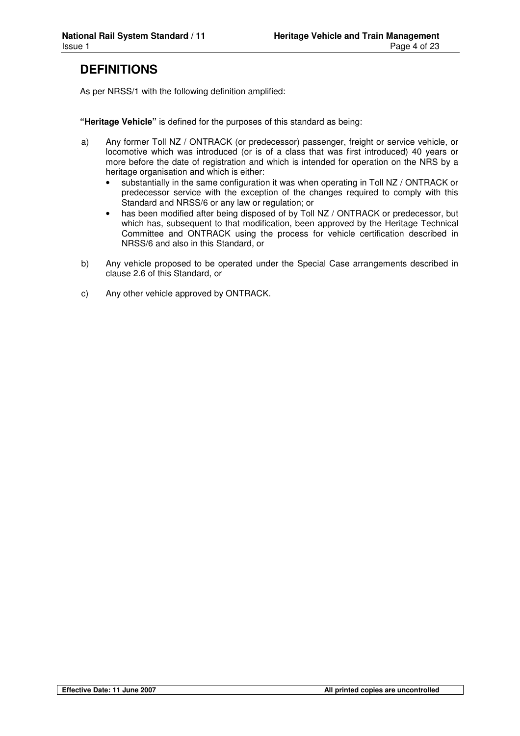# DEFINITIONS

As per NRSS/1 with the following definition amplified:

**"Heritage Vehicle"** is defined for the purposes of this standard as being:

a) Any former Toll NZ / ONTRACK (or predecessor) passenger, freight or service vehicle, or locomotive which was introduced (or is of a class that was first introduced) 40 years or more before the date of registration and which is intended for operation on the NRS by a heritage organisation and which is either:
   - substantially in the same configuration it was when operating in Toll NZ / ONTRACK or predecessor service with the exception of the changes required to comply with this Standard and NRSS/6 or any law or regulation; or
   - has been modified after being disposed of by Toll NZ / ONTRACK or predecessor, but which has, subsequent to that modification, been approved by the Heritage Technical Committee and ONTRACK using the process for vehicle certification described in NRSS/6 and also in this Standard, or

b) Any vehicle proposed to be operated under the Special Case arrangements described in clause 2.6 of this Standard, or

c) Any other vehicle approved by ONTRACK.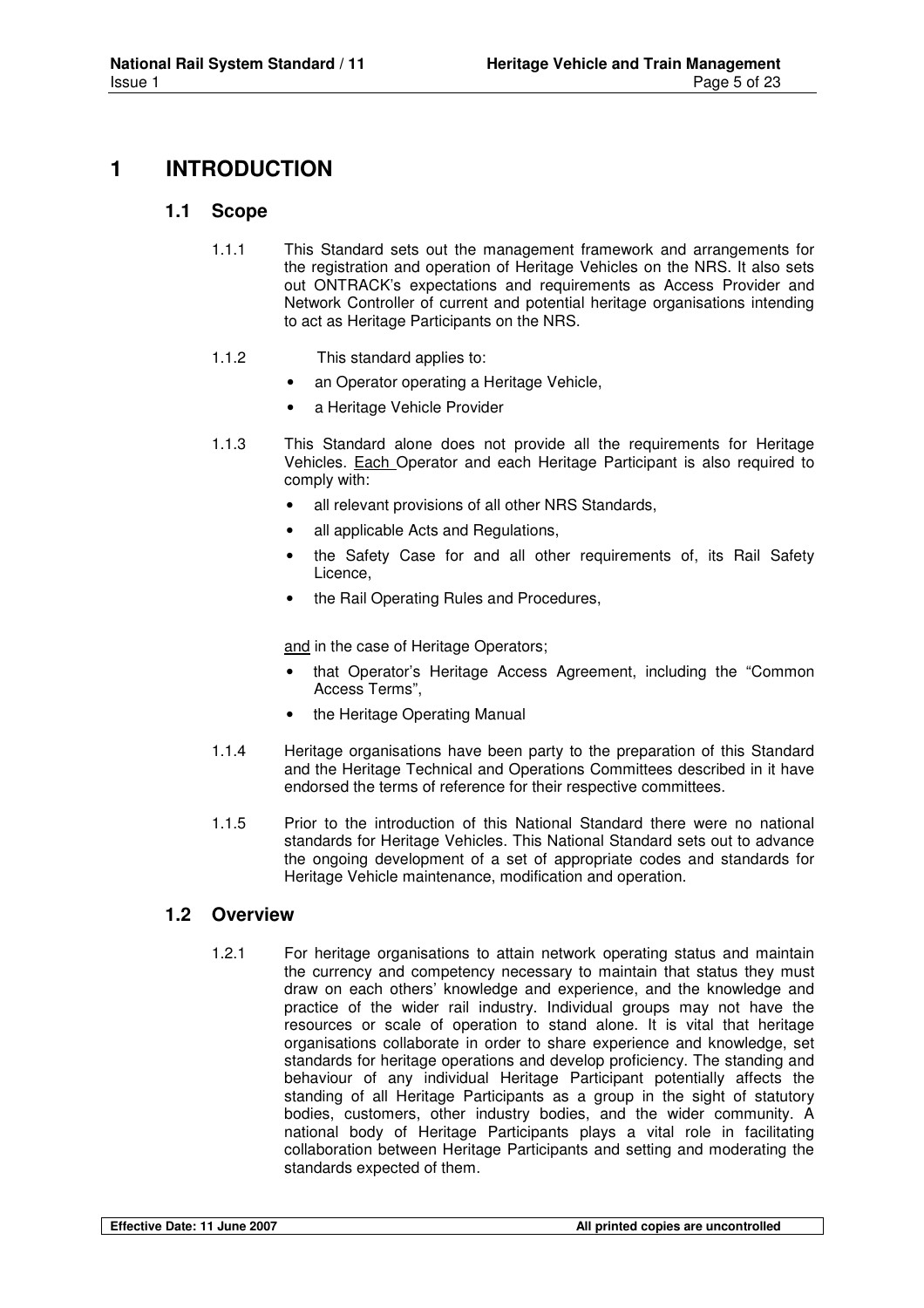# 1 INTRODUCTION

## 1.1 Scope

1.1.1 This Standard sets out the management framework and arrangements for the registration and operation of Heritage Vehicles on the NRS. It also sets out ONTRACK's expectations and requirements as Access Provider and Network Controller of current and potential heritage organisations intending to act as Heritage Participants on the NRS.

1.1.2 This standard applies to:

- an Operator operating a Heritage Vehicle,
- a Heritage Vehicle Provider

1.1.3 This Standard alone does not provide all the requirements for Heritage Vehicles. Each Operator and each Heritage Participant is also required to comply with:

- all relevant provisions of all other NRS Standards,
- all applicable Acts and Regulations,
- the Safety Case for and all other requirements of, its Rail Safety Licence,
- the Rail Operating Rules and Procedures,

and in the case of Heritage Operators;

- that Operator's Heritage Access Agreement, including the "Common Access Terms",
- the Heritage Operating Manual

1.1.4 Heritage organisations have been party to the preparation of this Standard and the Heritage Technical and Operations Committees described in it have endorsed the terms of reference for their respective committees.

1.1.5 Prior to the introduction of this National Standard there were no national standards for Heritage Vehicles. This National Standard sets out to advance the ongoing development of a set of appropriate codes and standards for Heritage Vehicle maintenance, modification and operation.

## 1.2 Overview

1.2.1 For heritage organisations to attain network operating status and maintain the currency and competency necessary to maintain that status they must draw on each others' knowledge and experience, and the knowledge and practice of the wider rail industry. Individual groups may not have the resources or scale of operation to stand alone. It is vital that heritage organisations collaborate in order to share experience and knowledge, set standards for heritage operations and develop proficiency. The standing and behaviour of any individual Heritage Participant potentially affects the standing of all Heritage Participants as a group in the sight of statutory bodies, customers, other industry bodies, and the wider community. A national body of Heritage Participants plays a vital role in facilitating collaboration between Heritage Participants and setting and moderating the standards expected of them.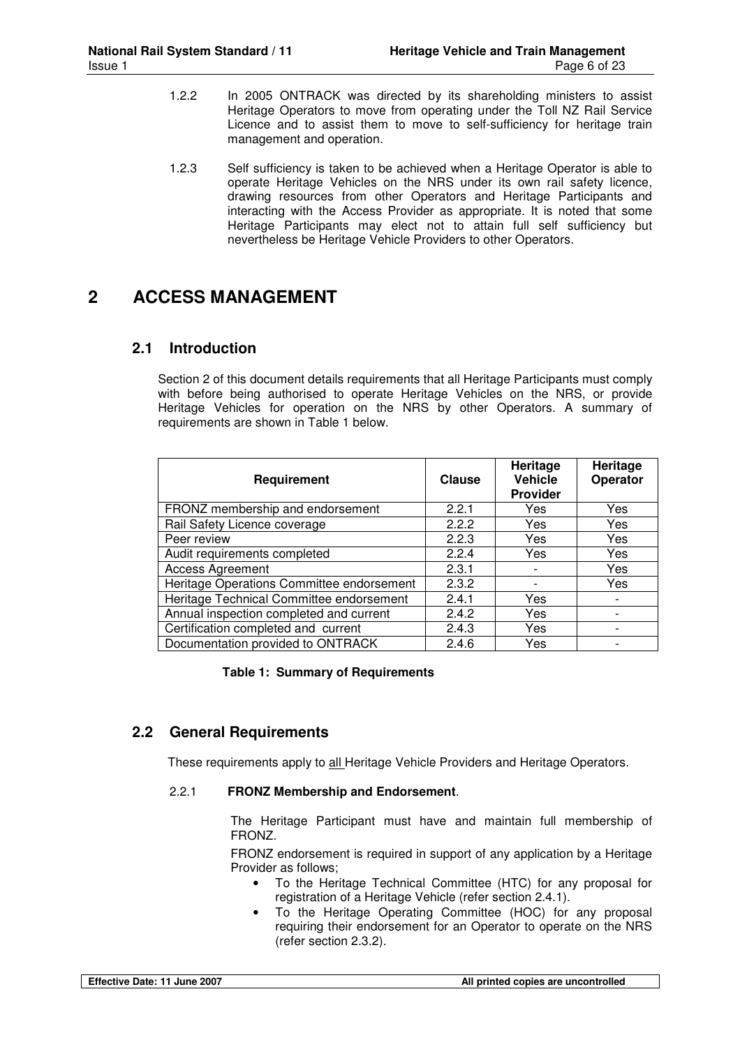1.2.2 In 2005 ONTRACK was directed by its shareholding ministers to assist Heritage Operators to move from operating under the Toll NZ Rail Service Licence and to assist them to move to self-sufficiency for heritage train management and operation.

1.2.3 Self sufficiency is taken to be achieved when a Heritage Operator is able to operate Heritage Vehicles on the NRS under its own rail safety licence, drawing resources from other Operators and Heritage Participants and interacting with the Access Provider as appropriate. It is noted that some Heritage Participants may elect not to attain full self sufficiency but nevertheless be Heritage Vehicle Providers to other Operators.

# 2 ACCESS MANAGEMENT

## 2.1 Introduction

Section 2 of this document details requirements that all Heritage Participants must comply with before being authorised to operate Heritage Vehicles on the NRS, or provide Heritage Vehicles for operation on the NRS by other Operators. A summary of requirements are shown in Table 1 below.

| Requirement | Clause | Heritage Vehicle Provider | Heritage Operator |
|---|---|---|---|
| FRONZ membership and endorsement | 2.2.1 | Yes | Yes |
| Rail Safety Licence coverage | 2.2.2 | Yes | Yes |
| Peer review | 2.2.3 | Yes | Yes |
| Audit requirements completed | 2.2.4 | Yes | Yes |
| Access Agreement | 2.3.1 | - | Yes |
| Heritage Operations Committee endorsement | 2.3.2 | - | Yes |
| Heritage Technical Committee endorsement | 2.4.1 | Yes | - |
| Annual inspection completed and current | 2.4.2 | Yes | - |
| Certification completed and current | 2.4.3 | Yes | - |
| Documentation provided to ONTRACK | 2.4.6 | Yes | - |

**Table 1: Summary of Requirements**

## 2.2 General Requirements

These requirements apply to all Heritage Vehicle Providers and Heritage Operators.

2.2.1 **FRONZ Membership and Endorsement**.

The Heritage Participant must have and maintain full membership of FRONZ.

FRONZ endorsement is required in support of any application by a Heritage Provider as follows;

- To the Heritage Technical Committee (HTC) for any proposal for registration of a Heritage Vehicle (refer section 2.4.1).
- To the Heritage Operating Committee (HOC) for any proposal requiring their endorsement for an Operator to operate on the NRS (refer section 2.3.2).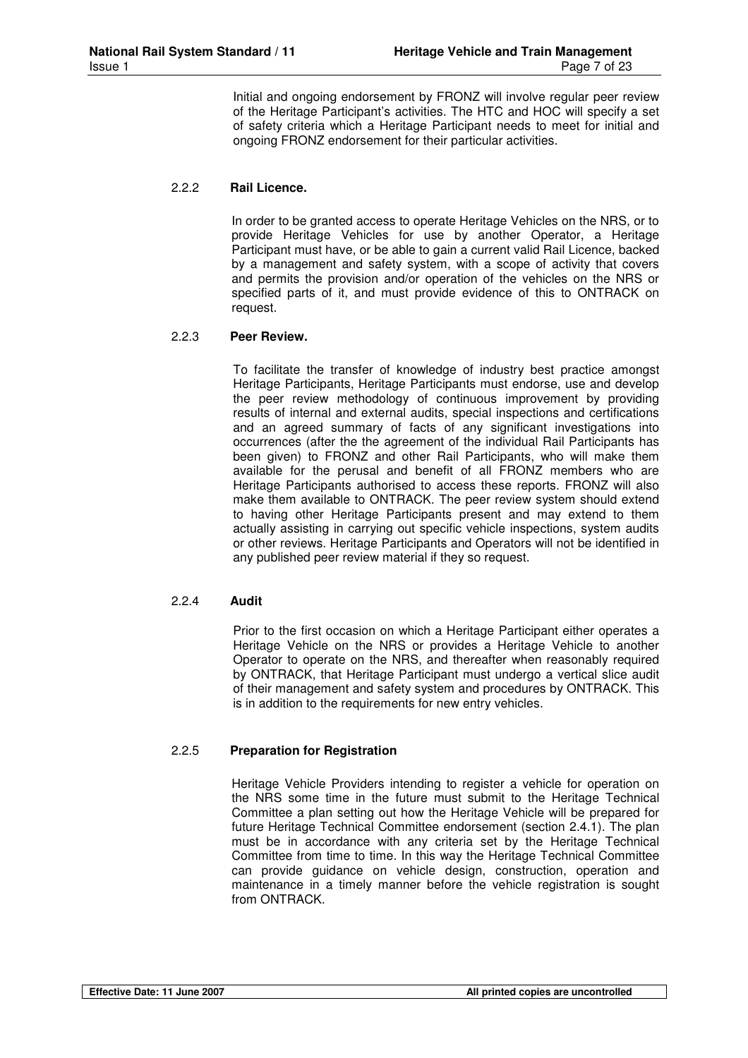Initial and ongoing endorsement by FRONZ will involve regular peer review of the Heritage Participant's activities. The HTC and HOC will specify a set of safety criteria which a Heritage Participant needs to meet for initial and ongoing FRONZ endorsement for their particular activities.

### 2.2.2 Rail Licence.

In order to be granted access to operate Heritage Vehicles on the NRS, or to provide Heritage Vehicles for use by another Operator, a Heritage Participant must have, or be able to gain a current valid Rail Licence, backed by a management and safety system, with a scope of activity that covers and permits the provision and/or operation of the vehicles on the NRS or specified parts of it, and must provide evidence of this to ONTRACK on request.

### 2.2.3 Peer Review.

To facilitate the transfer of knowledge of industry best practice amongst Heritage Participants, Heritage Participants must endorse, use and develop the peer review methodology of continuous improvement by providing results of internal and external audits, special inspections and certifications and an agreed summary of facts of any significant investigations into occurrences (after the the agreement of the individual Rail Participants has been given) to FRONZ and other Rail Participants, who will make them available for the perusal and benefit of all FRONZ members who are Heritage Participants authorised to access these reports. FRONZ will also make them available to ONTRACK. The peer review system should extend to having other Heritage Participants present and may extend to them actually assisting in carrying out specific vehicle inspections, system audits or other reviews. Heritage Participants and Operators will not be identified in any published peer review material if they so request.

### 2.2.4 Audit

Prior to the first occasion on which a Heritage Participant either operates a Heritage Vehicle on the NRS or provides a Heritage Vehicle to another Operator to operate on the NRS, and thereafter when reasonably required by ONTRACK, that Heritage Participant must undergo a vertical slice audit of their management and safety system and procedures by ONTRACK. This is in addition to the requirements for new entry vehicles.

### 2.2.5 Preparation for Registration

Heritage Vehicle Providers intending to register a vehicle for operation on the NRS some time in the future must submit to the Heritage Technical Committee a plan setting out how the Heritage Vehicle will be prepared for future Heritage Technical Committee endorsement (section 2.4.1). The plan must be in accordance with any criteria set by the Heritage Technical Committee from time to time. In this way the Heritage Technical Committee can provide guidance on vehicle design, construction, operation and maintenance in a timely manner before the vehicle registration is sought from ONTRACK.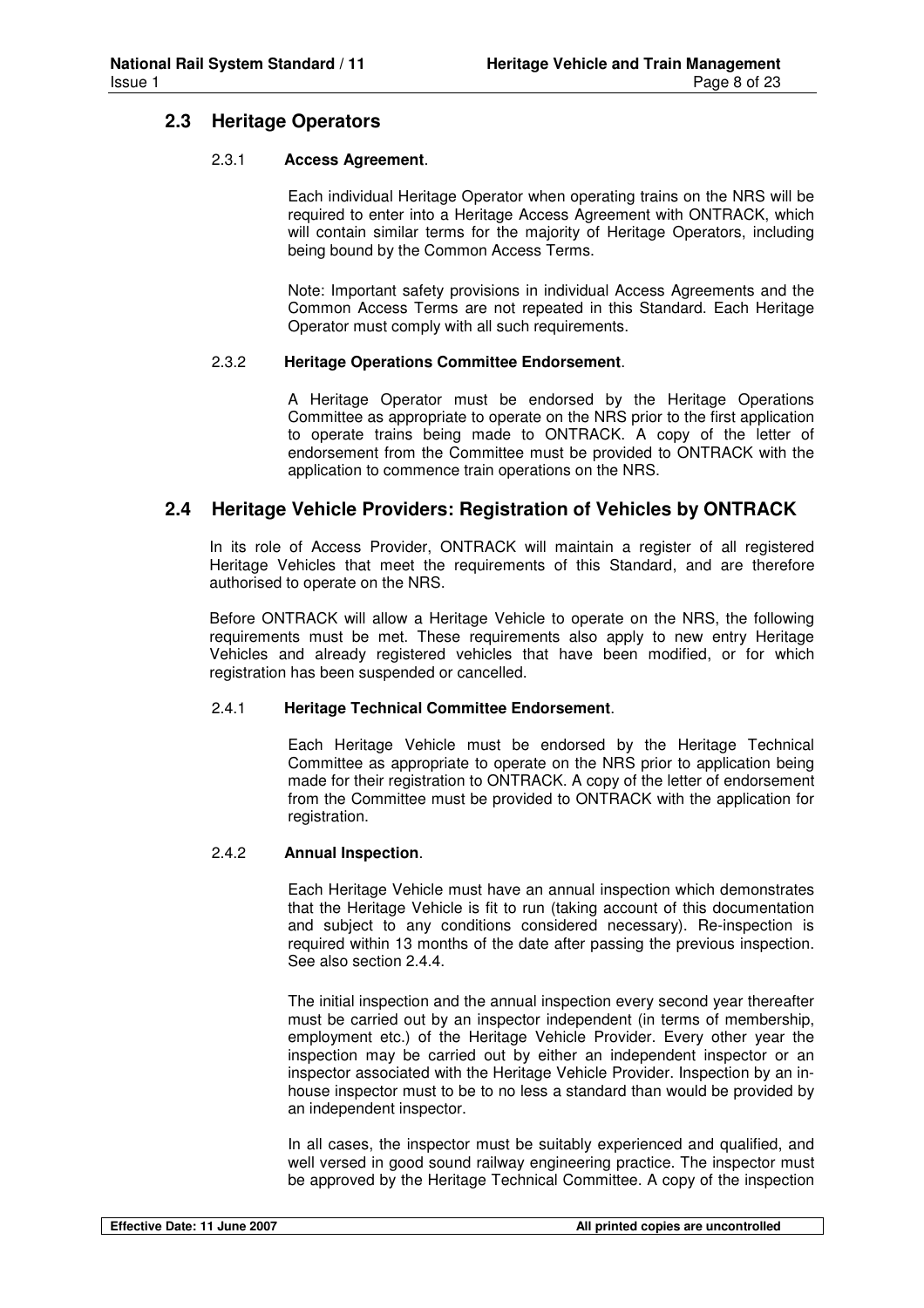## 2.3 Heritage Operators

### 2.3.1 **Access Agreement**.

Each individual Heritage Operator when operating trains on the NRS will be required to enter into a Heritage Access Agreement with ONTRACK, which will contain similar terms for the majority of Heritage Operators, including being bound by the Common Access Terms.

Note: Important safety provisions in individual Access Agreements and the Common Access Terms are not repeated in this Standard. Each Heritage Operator must comply with all such requirements.

### 2.3.2 **Heritage Operations Committee Endorsement**.

A Heritage Operator must be endorsed by the Heritage Operations Committee as appropriate to operate on the NRS prior to the first application to operate trains being made to ONTRACK. A copy of the letter of endorsement from the Committee must be provided to ONTRACK with the application to commence train operations on the NRS.

## 2.4 Heritage Vehicle Providers: Registration of Vehicles by ONTRACK

In its role of Access Provider, ONTRACK will maintain a register of all registered Heritage Vehicles that meet the requirements of this Standard, and are therefore authorised to operate on the NRS.

Before ONTRACK will allow a Heritage Vehicle to operate on the NRS, the following requirements must be met. These requirements also apply to new entry Heritage Vehicles and already registered vehicles that have been modified, or for which registration has been suspended or cancelled.

### 2.4.1 **Heritage Technical Committee Endorsement**.

Each Heritage Vehicle must be endorsed by the Heritage Technical Committee as appropriate to operate on the NRS prior to application being made for their registration to ONTRACK. A copy of the letter of endorsement from the Committee must be provided to ONTRACK with the application for registration.

### 2.4.2 **Annual Inspection**.

Each Heritage Vehicle must have an annual inspection which demonstrates that the Heritage Vehicle is fit to run (taking account of this documentation and subject to any conditions considered necessary). Re-inspection is required within 13 months of the date after passing the previous inspection. See also section 2.4.4.

The initial inspection and the annual inspection every second year thereafter must be carried out by an inspector independent (in terms of membership, employment etc.) of the Heritage Vehicle Provider. Every other year the inspection may be carried out by either an independent inspector or an inspector associated with the Heritage Vehicle Provider. Inspection by an in-house inspector must to be to no less a standard than would be provided by an independent inspector.

In all cases, the inspector must be suitably experienced and qualified, and well versed in good sound railway engineering practice. The inspector must be approved by the Heritage Technical Committee. A copy of the inspection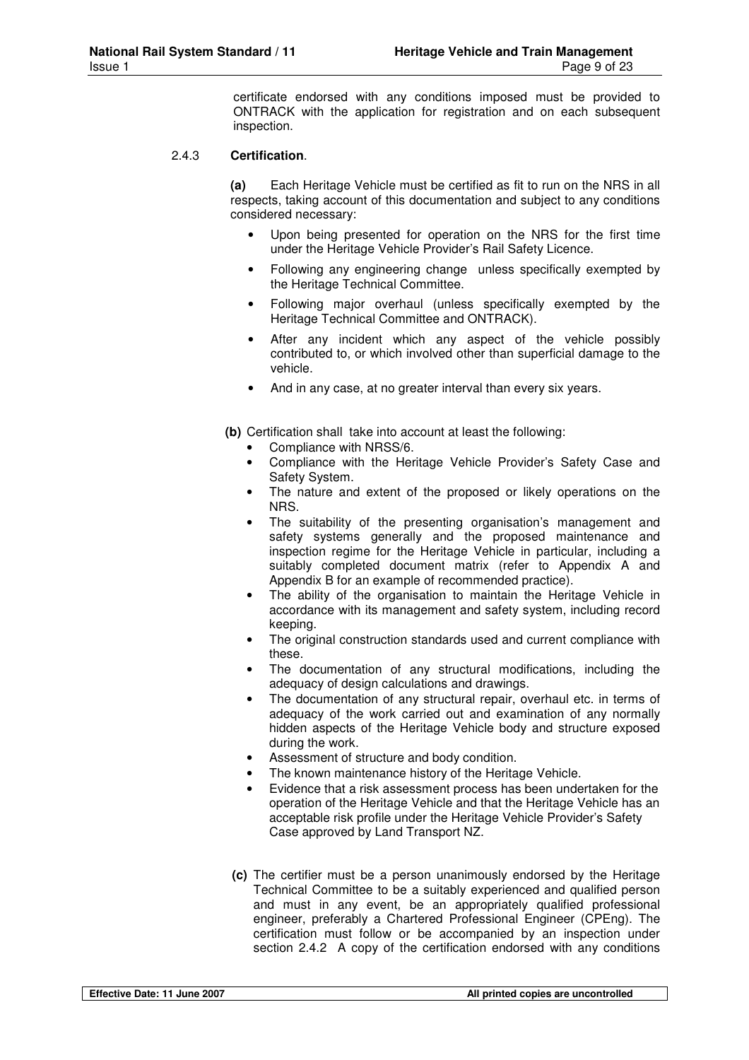certificate endorsed with any conditions imposed must be provided to ONTRACK with the application for registration and on each subsequent inspection.

### 2.4.3 **Certification**.

**(a)** Each Heritage Vehicle must be certified as fit to run on the NRS in all respects, taking account of this documentation and subject to any conditions considered necessary:

- Upon being presented for operation on the NRS for the first time under the Heritage Vehicle Provider's Rail Safety Licence.
- Following any engineering change unless specifically exempted by the Heritage Technical Committee.
- Following major overhaul (unless specifically exempted by the Heritage Technical Committee and ONTRACK).
- After any incident which any aspect of the vehicle possibly contributed to, or which involved other than superficial damage to the vehicle.
- And in any case, at no greater interval than every six years.

**(b)** Certification shall take into account at least the following:

- Compliance with NRSS/6.
- Compliance with the Heritage Vehicle Provider's Safety Case and Safety System.
- The nature and extent of the proposed or likely operations on the NRS.
- The suitability of the presenting organisation's management and safety systems generally and the proposed maintenance and inspection regime for the Heritage Vehicle in particular, including a suitably completed document matrix (refer to Appendix A and Appendix B for an example of recommended practice).
- The ability of the organisation to maintain the Heritage Vehicle in accordance with its management and safety system, including record keeping.
- The original construction standards used and current compliance with these.
- The documentation of any structural modifications, including the adequacy of design calculations and drawings.
- The documentation of any structural repair, overhaul etc. in terms of adequacy of the work carried out and examination of any normally hidden aspects of the Heritage Vehicle body and structure exposed during the work.
- Assessment of structure and body condition.
- The known maintenance history of the Heritage Vehicle.
- Evidence that a risk assessment process has been undertaken for the operation of the Heritage Vehicle and that the Heritage Vehicle has an acceptable risk profile under the Heritage Vehicle Provider's Safety Case approved by Land Transport NZ.

**(c)** The certifier must be a person unanimously endorsed by the Heritage Technical Committee to be a suitably experienced and qualified person and must in any event, be an appropriately qualified professional engineer, preferably a Chartered Professional Engineer (CPEng). The certification must follow or be accompanied by an inspection under section 2.4.2 A copy of the certification endorsed with any conditions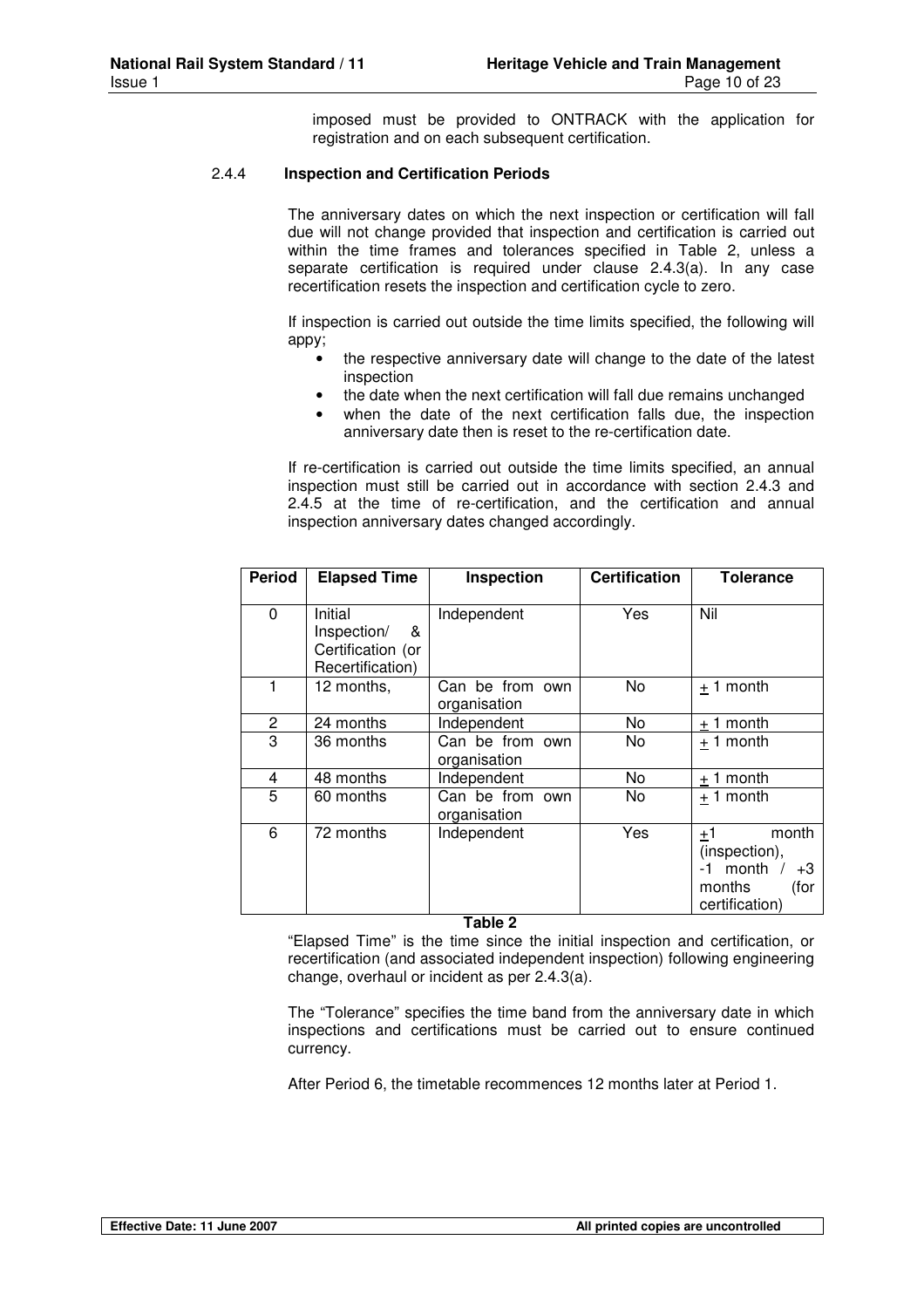imposed must be provided to ONTRACK with the application for registration and on each subsequent certification.

#### 2.4.4 Inspection and Certification Periods

The anniversary dates on which the next inspection or certification will fall due will not change provided that inspection and certification is carried out within the time frames and tolerances specified in Table 2, unless a separate certification is required under clause 2.4.3(a). In any case recertification resets the inspection and certification cycle to zero.

If inspection is carried out outside the time limits specified, the following will appy;

- the respective anniversary date will change to the date of the latest inspection
- the date when the next certification will fall due remains unchanged
- when the date of the next certification falls due, the inspection anniversary date then is reset to the re-certification date.

If re-certification is carried out outside the time limits specified, an annual inspection must still be carried out in accordance with section 2.4.3 and 2.4.5 at the time of re-certification, and the certification and annual inspection anniversary dates changed accordingly.

| Period | Elapsed Time | Inspection | Certification | Tolerance |
|---|---|---|---|---|
| 0 | Initial Inspection/ & Certification (or Recertification) | Independent | Yes | Nil |
| 1 | 12 months, | Can be from own organisation | No | ± 1 month |
| 2 | 24 months | Independent | No | ± 1 month |
| 3 | 36 months | Can be from own organisation | No | ± 1 month |
| 4 | 48 months | Independent | No | ± 1 month |
| 5 | 60 months | Can be from own organisation | No | ± 1 month |
| 6 | 72 months | Independent | Yes | ±1 month (inspection), -1 month / +3 months (for certification) |

**Table 2**

"Elapsed Time" is the time since the initial inspection and certification, or recertification (and associated independent inspection) following engineering change, overhaul or incident as per 2.4.3(a).

The "Tolerance" specifies the time band from the anniversary date in which inspections and certifications must be carried out to ensure continued currency.

After Period 6, the timetable recommences 12 months later at Period 1.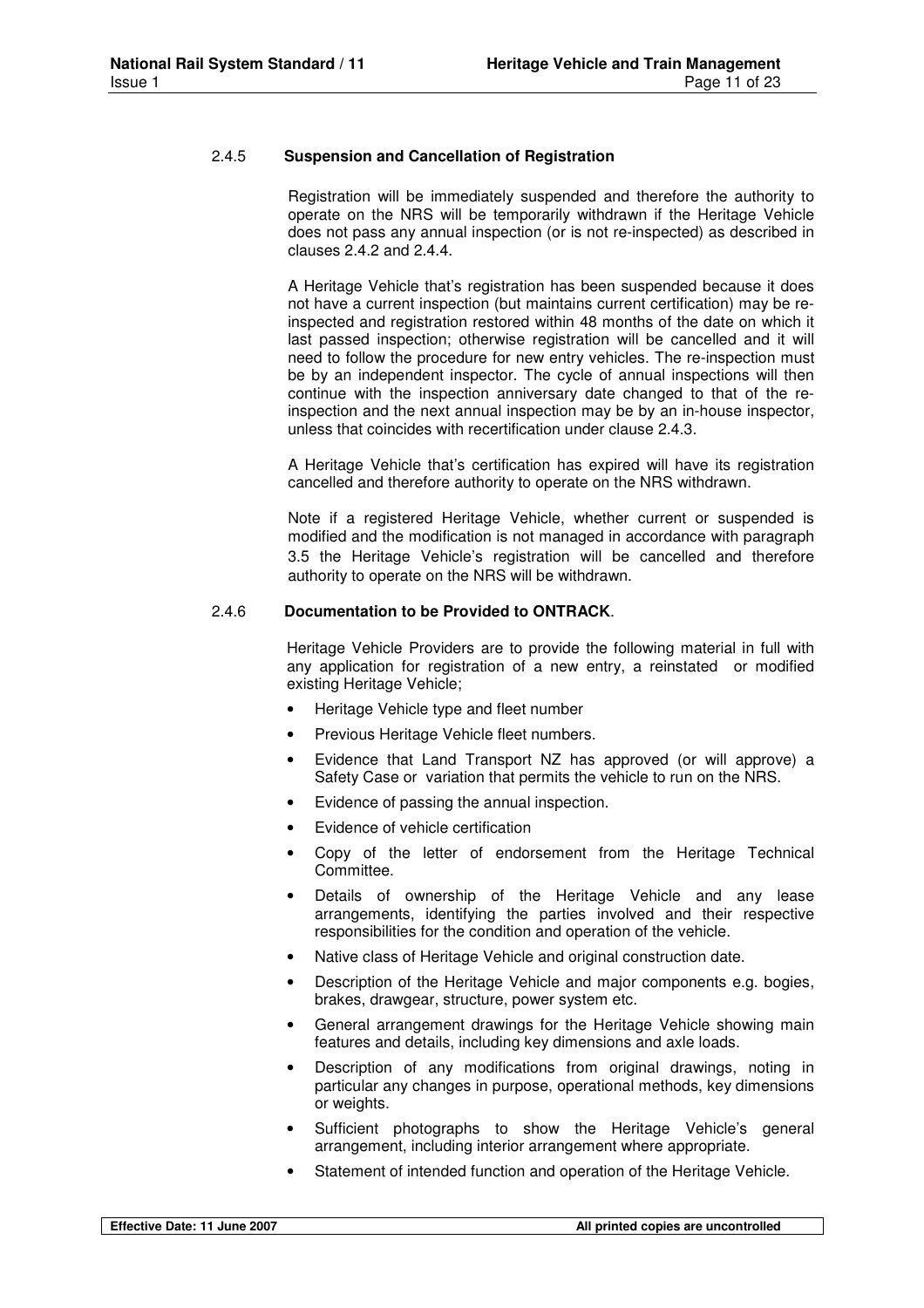### 2.4.5 Suspension and Cancellation of Registration

Registration will be immediately suspended and therefore the authority to operate on the NRS will be temporarily withdrawn if the Heritage Vehicle does not pass any annual inspection (or is not re-inspected) as described in clauses 2.4.2 and 2.4.4.

A Heritage Vehicle that's registration has been suspended because it does not have a current inspection (but maintains current certification) may be re-inspected and registration restored within 48 months of the date on which it last passed inspection; otherwise registration will be cancelled and it will need to follow the procedure for new entry vehicles. The re-inspection must be by an independent inspector. The cycle of annual inspections will then continue with the inspection anniversary date changed to that of the re-inspection and the next annual inspection may be by an in-house inspector, unless that coincides with recertification under clause 2.4.3.

A Heritage Vehicle that's certification has expired will have its registration cancelled and therefore authority to operate on the NRS withdrawn.

Note if a registered Heritage Vehicle, whether current or suspended is modified and the modification is not managed in accordance with paragraph 3.5 the Heritage Vehicle's registration will be cancelled and therefore authority to operate on the NRS will be withdrawn.

### 2.4.6 Documentation to be Provided to ONTRACK.

Heritage Vehicle Providers are to provide the following material in full with any application for registration of a new entry, a reinstated or modified existing Heritage Vehicle;

- Heritage Vehicle type and fleet number
- Previous Heritage Vehicle fleet numbers.
- Evidence that Land Transport NZ has approved (or will approve) a Safety Case or variation that permits the vehicle to run on the NRS.
- Evidence of passing the annual inspection.
- Evidence of vehicle certification
- Copy of the letter of endorsement from the Heritage Technical Committee.
- Details of ownership of the Heritage Vehicle and any lease arrangements, identifying the parties involved and their respective responsibilities for the condition and operation of the vehicle.
- Native class of Heritage Vehicle and original construction date.
- Description of the Heritage Vehicle and major components e.g. bogies, brakes, drawgear, structure, power system etc.
- General arrangement drawings for the Heritage Vehicle showing main features and details, including key dimensions and axle loads.
- Description of any modifications from original drawings, noting in particular any changes in purpose, operational methods, key dimensions or weights.
- Sufficient photographs to show the Heritage Vehicle's general arrangement, including interior arrangement where appropriate.
- Statement of intended function and operation of the Heritage Vehicle.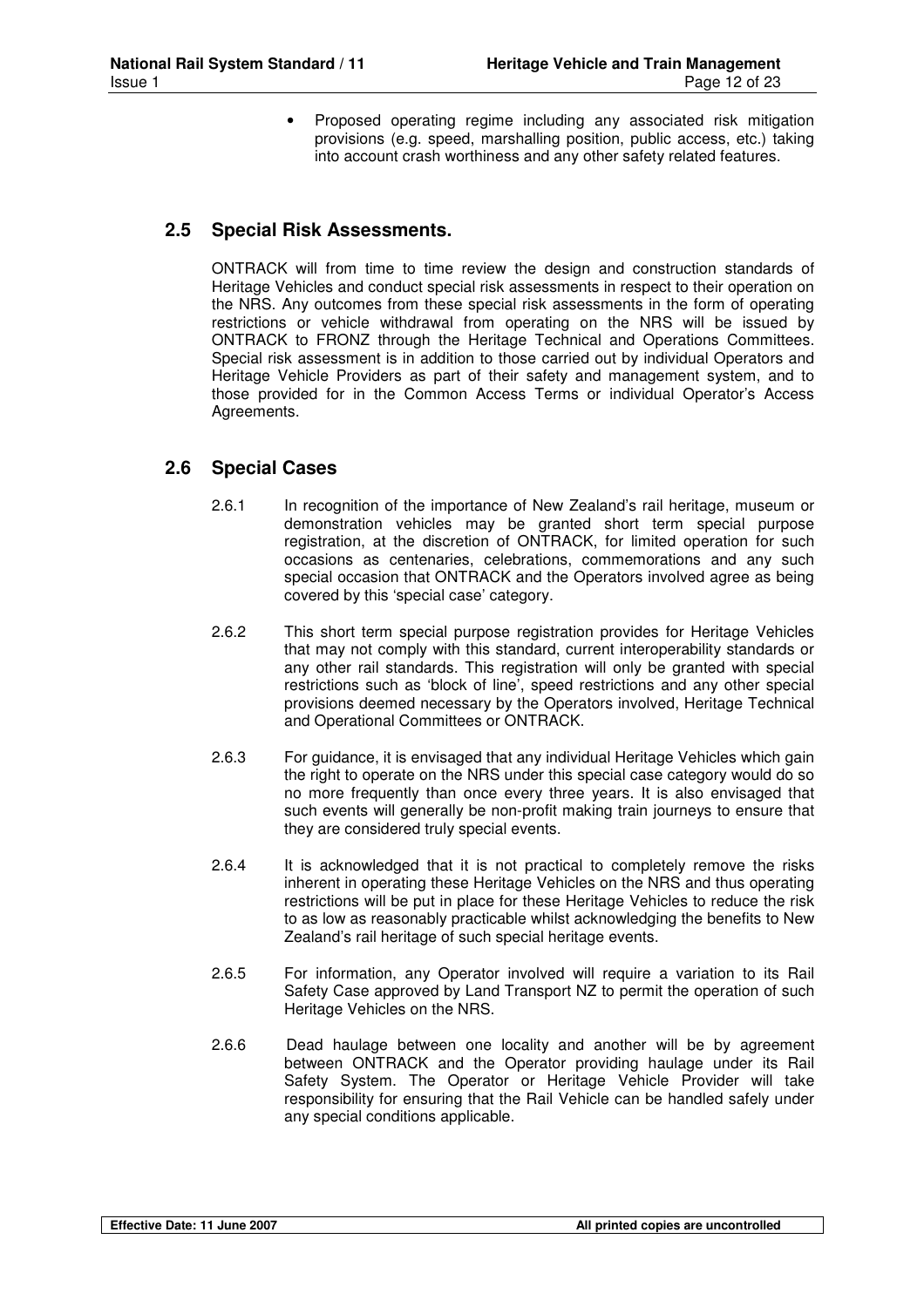- Proposed operating regime including any associated risk mitigation provisions (e.g. speed, marshalling position, public access, etc.) taking into account crash worthiness and any other safety related features.

## 2.5 Special Risk Assessments.

ONTRACK will from time to time review the design and construction standards of Heritage Vehicles and conduct special risk assessments in respect to their operation on the NRS. Any outcomes from these special risk assessments in the form of operating restrictions or vehicle withdrawal from operating on the NRS will be issued by ONTRACK to FRONZ through the Heritage Technical and Operations Committees. Special risk assessment is in addition to those carried out by individual Operators and Heritage Vehicle Providers as part of their safety and management system, and to those provided for in the Common Access Terms or individual Operator's Access Agreements.

## 2.6 Special Cases

2.6.1 In recognition of the importance of New Zealand's rail heritage, museum or demonstration vehicles may be granted short term special purpose registration, at the discretion of ONTRACK, for limited operation for such occasions as centenaries, celebrations, commemorations and any such special occasion that ONTRACK and the Operators involved agree as being covered by this 'special case' category.

2.6.2 This short term special purpose registration provides for Heritage Vehicles that may not comply with this standard, current interoperability standards or any other rail standards. This registration will only be granted with special restrictions such as 'block of line', speed restrictions and any other special provisions deemed necessary by the Operators involved, Heritage Technical and Operational Committees or ONTRACK.

2.6.3 For guidance, it is envisaged that any individual Heritage Vehicles which gain the right to operate on the NRS under this special case category would do so no more frequently than once every three years. It is also envisaged that such events will generally be non-profit making train journeys to ensure that they are considered truly special events.

2.6.4 It is acknowledged that it is not practical to completely remove the risks inherent in operating these Heritage Vehicles on the NRS and thus operating restrictions will be put in place for these Heritage Vehicles to reduce the risk to as low as reasonably practicable whilst acknowledging the benefits to New Zealand's rail heritage of such special heritage events.

2.6.5 For information, any Operator involved will require a variation to its Rail Safety Case approved by Land Transport NZ to permit the operation of such Heritage Vehicles on the NRS.

2.6.6 Dead haulage between one locality and another will be by agreement between ONTRACK and the Operator providing haulage under its Rail Safety System. The Operator or Heritage Vehicle Provider will take responsibility for ensuring that the Rail Vehicle can be handled safely under any special conditions applicable.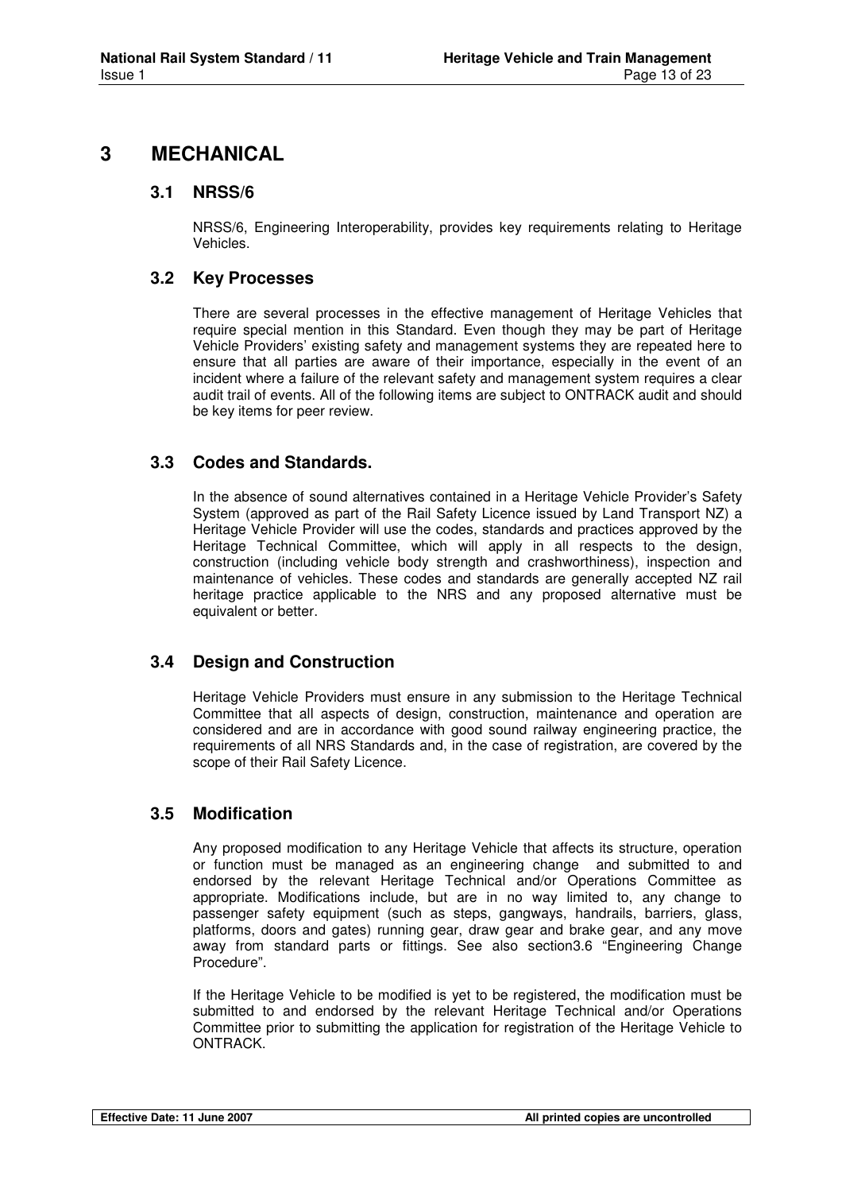# 3 MECHANICAL

## 3.1 NRSS/6

NRSS/6, Engineering Interoperability, provides key requirements relating to Heritage Vehicles.

## 3.2 Key Processes

There are several processes in the effective management of Heritage Vehicles that require special mention in this Standard. Even though they may be part of Heritage Vehicle Providers' existing safety and management systems they are repeated here to ensure that all parties are aware of their importance, especially in the event of an incident where a failure of the relevant safety and management system requires a clear audit trail of events. All of the following items are subject to ONTRACK audit and should be key items for peer review.

## 3.3 Codes and Standards.

In the absence of sound alternatives contained in a Heritage Vehicle Provider's Safety System (approved as part of the Rail Safety Licence issued by Land Transport NZ) a Heritage Vehicle Provider will use the codes, standards and practices approved by the Heritage Technical Committee, which will apply in all respects to the design, construction (including vehicle body strength and crashworthiness), inspection and maintenance of vehicles. These codes and standards are generally accepted NZ rail heritage practice applicable to the NRS and any proposed alternative must be equivalent or better.

## 3.4 Design and Construction

Heritage Vehicle Providers must ensure in any submission to the Heritage Technical Committee that all aspects of design, construction, maintenance and operation are considered and are in accordance with good sound railway engineering practice, the requirements of all NRS Standards and, in the case of registration, are covered by the scope of their Rail Safety Licence.

## 3.5 Modification

Any proposed modification to any Heritage Vehicle that affects its structure, operation or function must be managed as an engineering change and submitted to and endorsed by the relevant Heritage Technical and/or Operations Committee as appropriate. Modifications include, but are in no way limited to, any change to passenger safety equipment (such as steps, gangways, handrails, barriers, glass, platforms, doors and gates) running gear, draw gear and brake gear, and any move away from standard parts or fittings. See also section3.6 "Engineering Change Procedure".

If the Heritage Vehicle to be modified is yet to be registered, the modification must be submitted to and endorsed by the relevant Heritage Technical and/or Operations Committee prior to submitting the application for registration of the Heritage Vehicle to ONTRACK.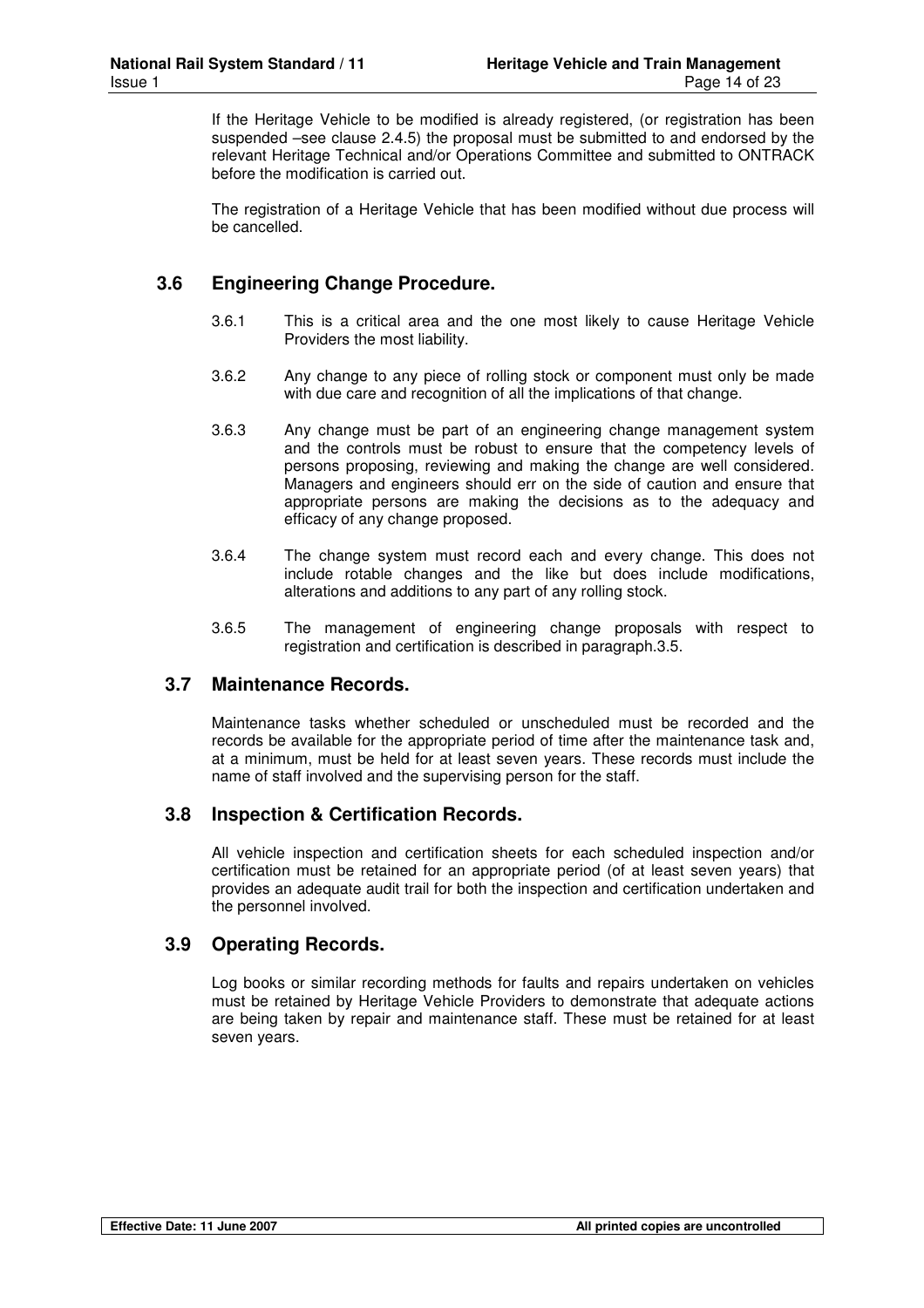If the Heritage Vehicle to be modified is already registered, (or registration has been suspended –see clause 2.4.5) the proposal must be submitted to and endorsed by the relevant Heritage Technical and/or Operations Committee and submitted to ONTRACK before the modification is carried out.

The registration of a Heritage Vehicle that has been modified without due process will be cancelled.

## 3.6 Engineering Change Procedure.

3.6.1 This is a critical area and the one most likely to cause Heritage Vehicle Providers the most liability.

3.6.2 Any change to any piece of rolling stock or component must only be made with due care and recognition of all the implications of that change.

3.6.3 Any change must be part of an engineering change management system and the controls must be robust to ensure that the competency levels of persons proposing, reviewing and making the change are well considered. Managers and engineers should err on the side of caution and ensure that appropriate persons are making the decisions as to the adequacy and efficacy of any change proposed.

3.6.4 The change system must record each and every change. This does not include rotable changes and the like but does include modifications, alterations and additions to any part of any rolling stock.

3.6.5 The management of engineering change proposals with respect to registration and certification is described in paragraph.3.5.

## 3.7 Maintenance Records.

Maintenance tasks whether scheduled or unscheduled must be recorded and the records be available for the appropriate period of time after the maintenance task and, at a minimum, must be held for at least seven years. These records must include the name of staff involved and the supervising person for the staff.

## 3.8 Inspection & Certification Records.

All vehicle inspection and certification sheets for each scheduled inspection and/or certification must be retained for an appropriate period (of at least seven years) that provides an adequate audit trail for both the inspection and certification undertaken and the personnel involved.

## 3.9 Operating Records.

Log books or similar recording methods for faults and repairs undertaken on vehicles must be retained by Heritage Vehicle Providers to demonstrate that adequate actions are being taken by repair and maintenance staff. These must be retained for at least seven years.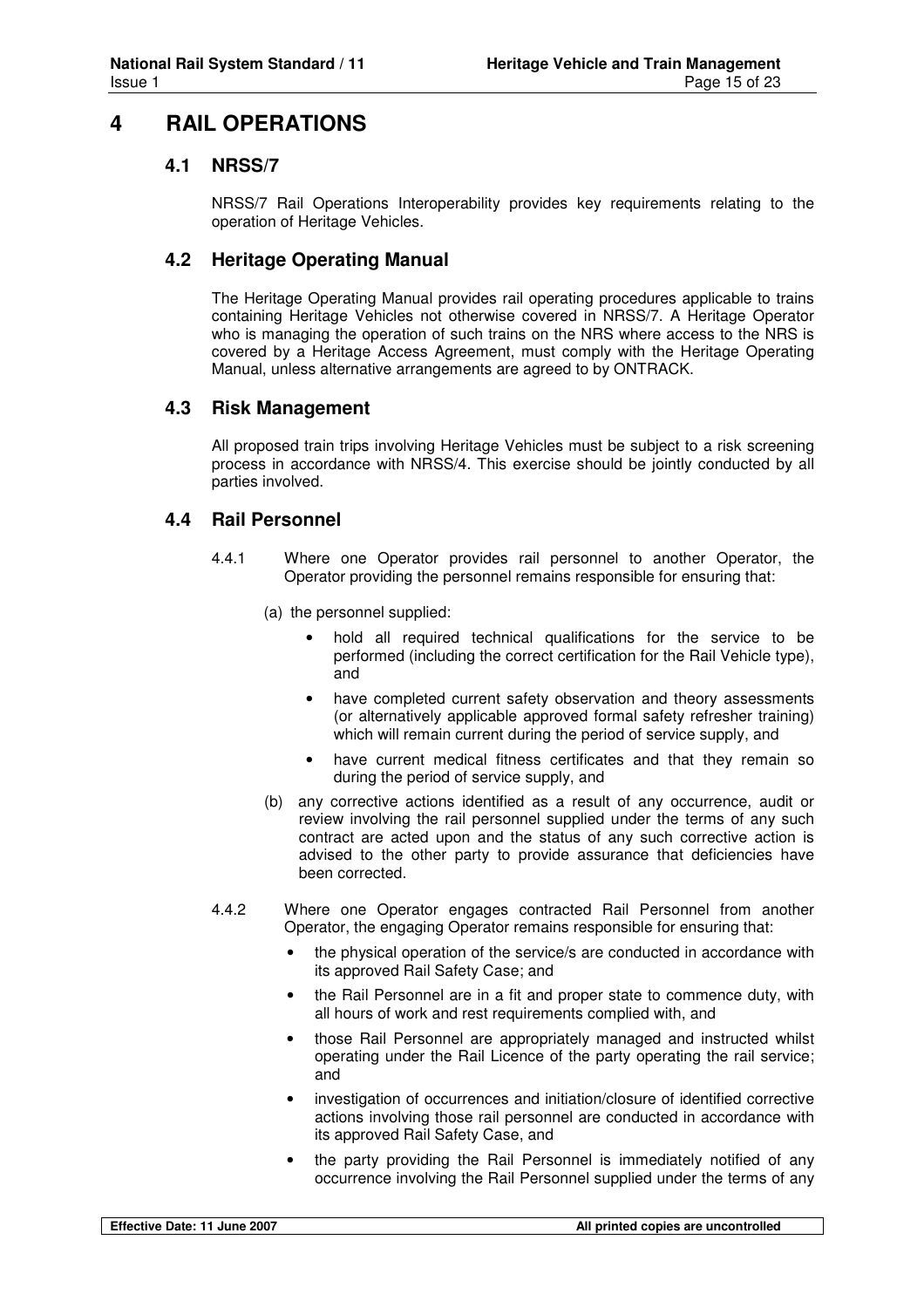# 4 RAIL OPERATIONS

## 4.1 NRSS/7

NRSS/7 Rail Operations Interoperability provides key requirements relating to the operation of Heritage Vehicles.

## 4.2 Heritage Operating Manual

The Heritage Operating Manual provides rail operating procedures applicable to trains containing Heritage Vehicles not otherwise covered in NRSS/7. A Heritage Operator who is managing the operation of such trains on the NRS where access to the NRS is covered by a Heritage Access Agreement, must comply with the Heritage Operating Manual, unless alternative arrangements are agreed to by ONTRACK.

## 4.3 Risk Management

All proposed train trips involving Heritage Vehicles must be subject to a risk screening process in accordance with NRSS/4. This exercise should be jointly conducted by all parties involved.

## 4.4 Rail Personnel

4.4.1 Where one Operator provides rail personnel to another Operator, the Operator providing the personnel remains responsible for ensuring that:

(a) the personnel supplied:

- hold all required technical qualifications for the service to be performed (including the correct certification for the Rail Vehicle type), and
- have completed current safety observation and theory assessments (or alternatively applicable approved formal safety refresher training) which will remain current during the period of service supply, and
- have current medical fitness certificates and that they remain so during the period of service supply, and

(b) any corrective actions identified as a result of any occurrence, audit or review involving the rail personnel supplied under the terms of any such contract are acted upon and the status of any such corrective action is advised to the other party to provide assurance that deficiencies have been corrected.

4.4.2 Where one Operator engages contracted Rail Personnel from another Operator, the engaging Operator remains responsible for ensuring that:

- the physical operation of the service/s are conducted in accordance with its approved Rail Safety Case; and
- the Rail Personnel are in a fit and proper state to commence duty, with all hours of work and rest requirements complied with, and
- those Rail Personnel are appropriately managed and instructed whilst operating under the Rail Licence of the party operating the rail service; and
- investigation of occurrences and initiation/closure of identified corrective actions involving those rail personnel are conducted in accordance with its approved Rail Safety Case, and
- the party providing the Rail Personnel is immediately notified of any occurrence involving the Rail Personnel supplied under the terms of any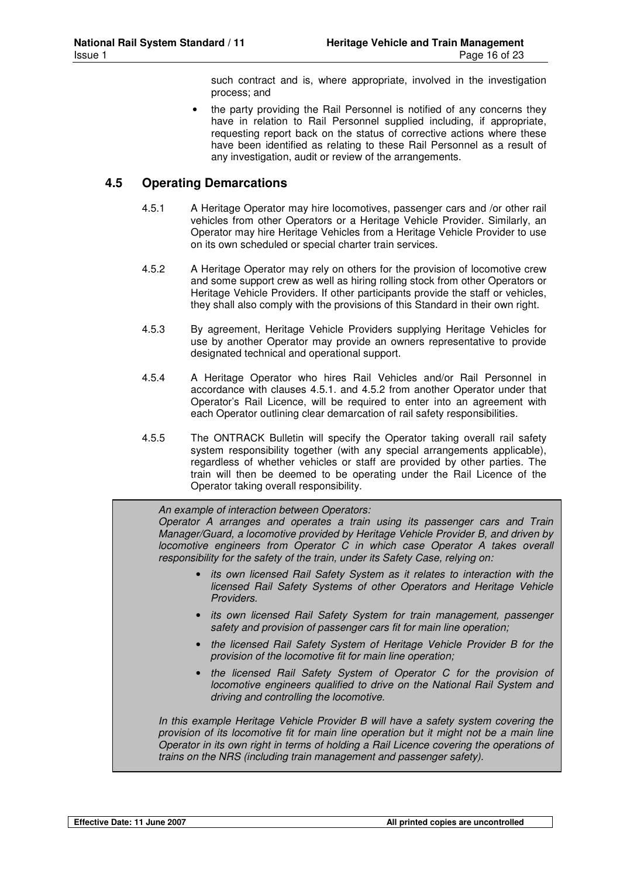such contract and is, where appropriate, involved in the investigation process; and

- the party providing the Rail Personnel is notified of any concerns they have in relation to Rail Personnel supplied including, if appropriate, requesting report back on the status of corrective actions where these have been identified as relating to these Rail Personnel as a result of any investigation, audit or review of the arrangements.

## 4.5 Operating Demarcations

4.5.1 A Heritage Operator may hire locomotives, passenger cars and /or other rail vehicles from other Operators or a Heritage Vehicle Provider. Similarly, an Operator may hire Heritage Vehicles from a Heritage Vehicle Provider to use on its own scheduled or special charter train services.

4.5.2 A Heritage Operator may rely on others for the provision of locomotive crew and some support crew as well as hiring rolling stock from other Operators or Heritage Vehicle Providers. If other participants provide the staff or vehicles, they shall also comply with the provisions of this Standard in their own right.

4.5.3 By agreement, Heritage Vehicle Providers supplying Heritage Vehicles for use by another Operator may provide an owners representative to provide designated technical and operational support.

4.5.4 A Heritage Operator who hires Rail Vehicles and/or Rail Personnel in accordance with clauses 4.5.1. and 4.5.2 from another Operator under that Operator's Rail Licence, will be required to enter into an agreement with each Operator outlining clear demarcation of rail safety responsibilities.

4.5.5 The ONTRACK Bulletin will specify the Operator taking overall rail safety system responsibility together (with any special arrangements applicable), regardless of whether vehicles or staff are provided by other parties. The train will then be deemed to be operating under the Rail Licence of the Operator taking overall responsibility.

> *An example of interaction between Operators:*
> *Operator A arranges and operates a train using its passenger cars and Train Manager/Guard, a locomotive provided by Heritage Vehicle Provider B, and driven by locomotive engineers from Operator C in which case Operator A takes overall responsibility for the safety of the train, under its Safety Case, relying on:*
>
> - *its own licensed Rail Safety System as it relates to interaction with the licensed Rail Safety Systems of other Operators and Heritage Vehicle Providers.*
> - *its own licensed Rail Safety System for train management, passenger safety and provision of passenger cars fit for main line operation;*
> - *the licensed Rail Safety System of Heritage Vehicle Provider B for the provision of the locomotive fit for main line operation;*
> - *the licensed Rail Safety System of Operator C for the provision of locomotive engineers qualified to drive on the National Rail System and driving and controlling the locomotive.*
>
> *In this example Heritage Vehicle Provider B will have a safety system covering the provision of its locomotive fit for main line operation but it might not be a main line Operator in its own right in terms of holding a Rail Licence covering the operations of trains on the NRS (including train management and passenger safety).*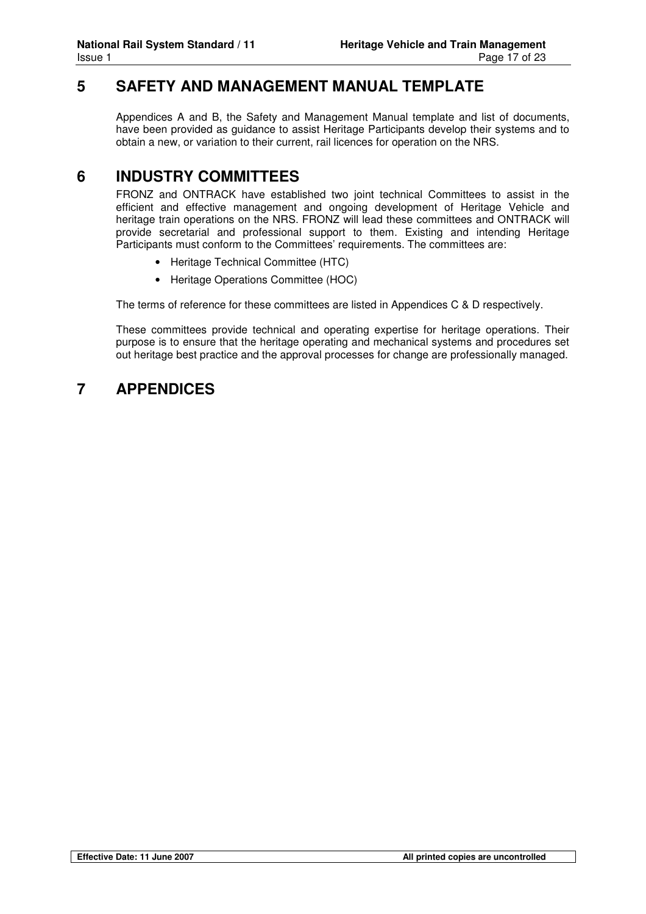# 5 SAFETY AND MANAGEMENT MANUAL TEMPLATE

Appendices A and B, the Safety and Management Manual template and list of documents, have been provided as guidance to assist Heritage Participants develop their systems and to obtain a new, or variation to their current, rail licences for operation on the NRS.

# 6 INDUSTRY COMMITTEES

FRONZ and ONTRACK have established two joint technical Committees to assist in the efficient and effective management and ongoing development of Heritage Vehicle and heritage train operations on the NRS. FRONZ will lead these committees and ONTRACK will provide secretarial and professional support to them. Existing and intending Heritage Participants must conform to the Committees' requirements. The committees are:

- Heritage Technical Committee (HTC)
- Heritage Operations Committee (HOC)

The terms of reference for these committees are listed in Appendices C & D respectively.

These committees provide technical and operating expertise for heritage operations. Their purpose is to ensure that the heritage operating and mechanical systems and procedures set out heritage best practice and the approval processes for change are professionally managed.

# 7 APPENDICES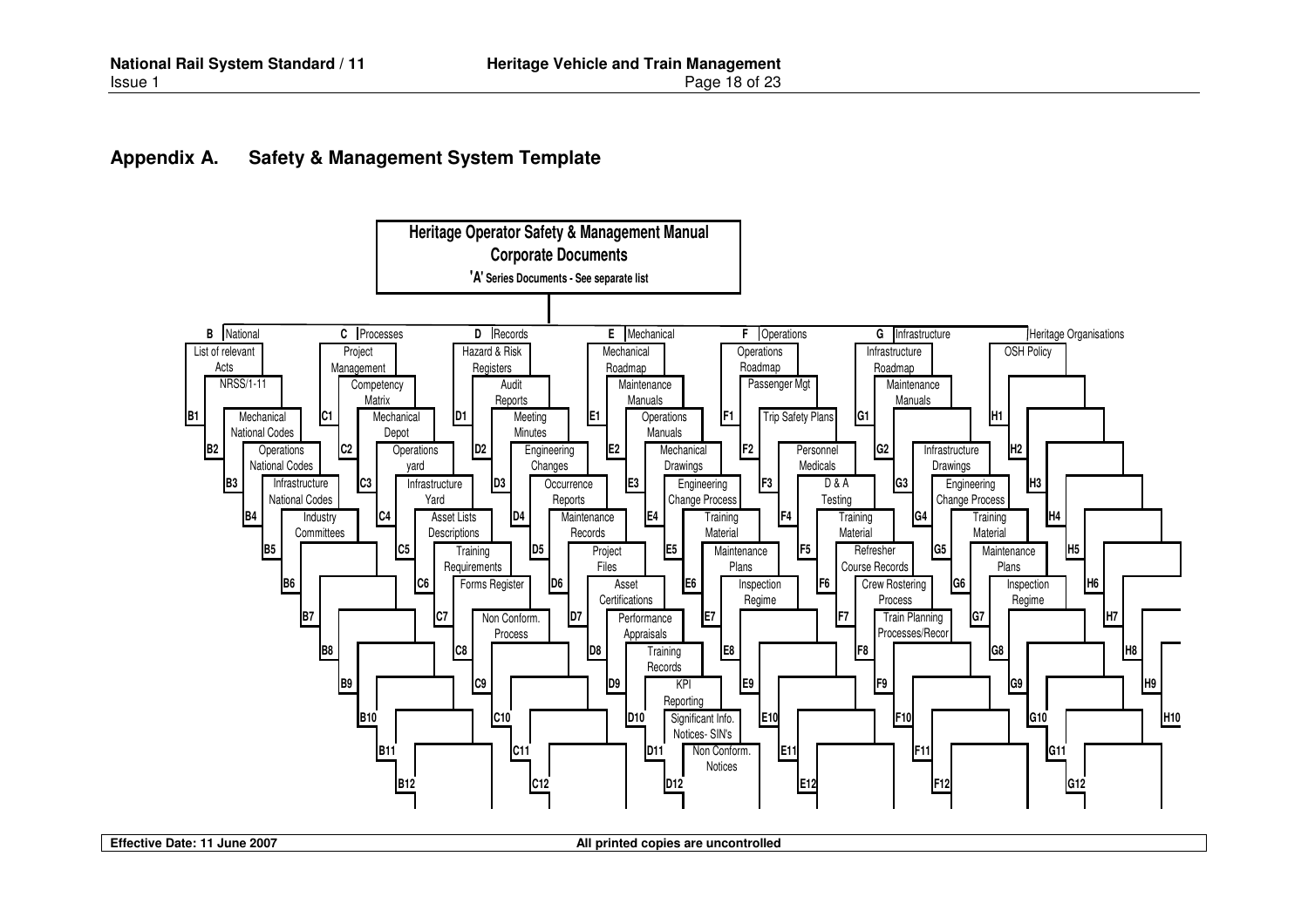# Appendix A. Safety & Management System Template

**Heritage Operator Safety & Management Manual**
**Corporate Documents**
**'A' Series Documents - See separate list**

**B – National** (B1 – B12)
- List of relevant Acts
- NRSS/1-11
- Mechanical National Codes
- Operations National Codes
- Infrastructure National Codes
- Industry Committees

**C – Processes** (C1 – C12)
- Project Management
- Competency Matrix
- Mechanical Depot
- Operations yard
- Infrastructure Yard
- Asset Lists Descriptions
- Training Requirements
- Forms Register
- Non Conform. Process

**D – Records** (D1 – D12)
- Hazard & Risk Registers
- Audit Reports
- Meeting Minutes
- Engineering Changes
- Occurrence Reports
- Maintenance Records
- Project Files
- Asset Certifications
- Performance Appraisals
- Training Records
- KPI Reporting
- Significant Info. Notices- SIN's
- Non Conform. Notices

**E – Mechanical** (E1 – E12)
- Mechanical Roadmap
- Maintenance Manuals
- Operations Manuals
- Mechanical Drawings
- Engineering Change Process
- Training Material
- Maintenance Plans
- Inspection Regime

**F – Operations** (F1 – F12)
- Operations Roadmap
- Passenger Mgt
- Trip Safety Plans
- Personnel Medicals
- D & A Testing
- Training Material
- Refresher Course Records
- Crew Rostering Process
- Train Planning Processes/Recor

**G – Infrastructure** (G1 – G12)
- Infrastructure Roadmap
- Maintenance Manuals
- Infrastructure Drawings
- Engineering Change Process
- Training Material
- Maintenance Plans
- Inspection Regime

**Heritage Organisations** (H1 – H10)
- OSH Policy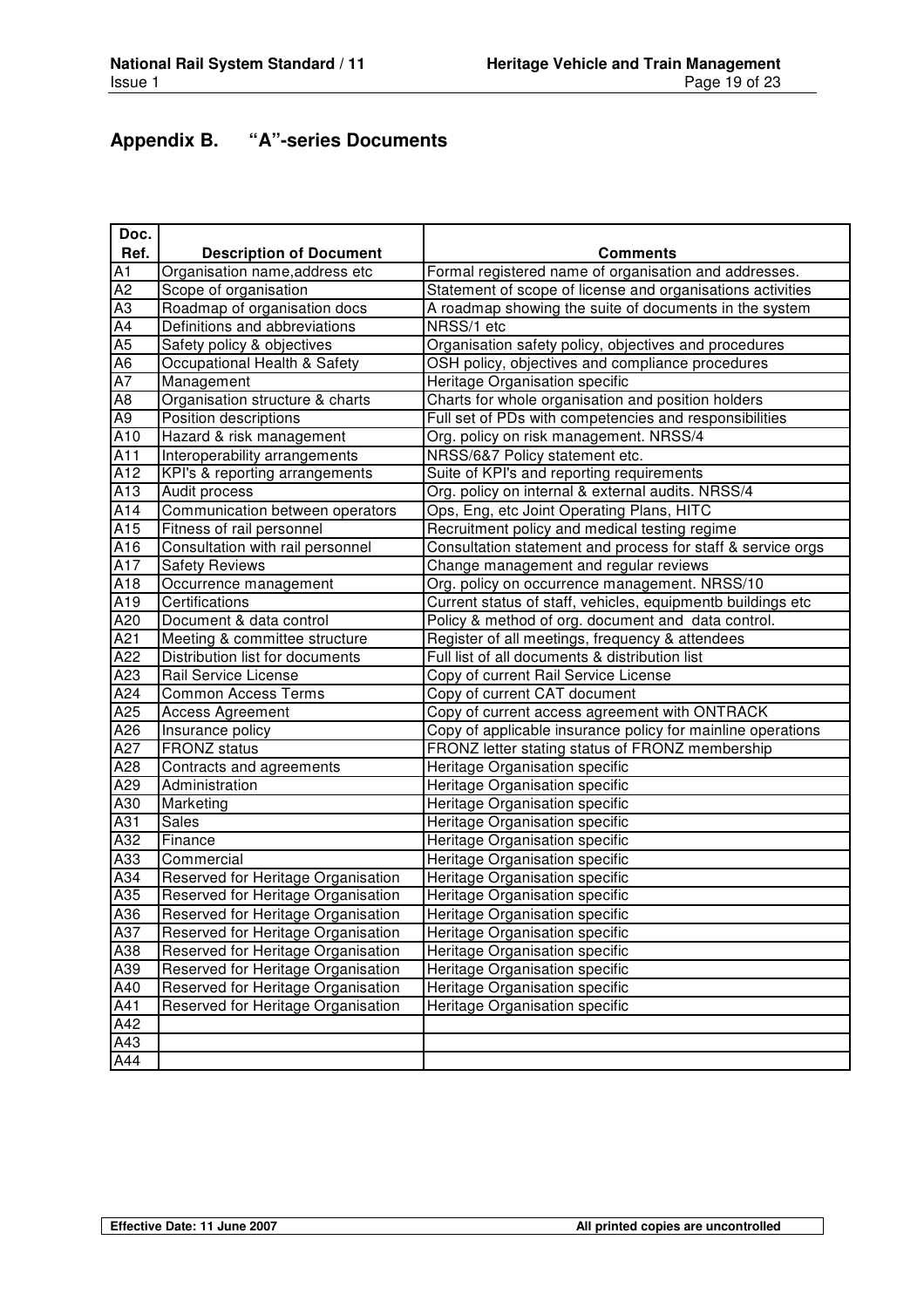# Appendix B. "A"-series Documents

| Doc. Ref. | Description of Document | Comments |
|---|---|---|
| A1 | Organisation name,address etc | Formal registered name of organisation and addresses. |
| A2 | Scope of organisation | Statement of scope of license and organisations activities |
| A3 | Roadmap of organisation docs | A roadmap showing the suite of documents in the system |
| A4 | Definitions and abbreviations | NRSS/1 etc |
| A5 | Safety policy & objectives | Organisation safety policy, objectives and procedures |
| A6 | Occupational Health & Safety | OSH policy, objectives and compliance procedures |
| A7 | Management | Heritage Organisation specific |
| A8 | Organisation structure & charts | Charts for whole organisation and position holders |
| A9 | Position descriptions | Full set of PDs with competencies and responsibilities |
| A10 | Hazard & risk management | Org. policy on risk management. NRSS/4 |
| A11 | Interoperability arrangements | NRSS/6&7 Policy statement etc. |
| A12 | KPI's & reporting arrangements | Suite of KPI's and reporting requirements |
| A13 | Audit process | Org. policy on internal & external audits. NRSS/4 |
| A14 | Communication between operators | Ops, Eng, etc Joint Operating Plans, HITC |
| A15 | Fitness of rail personnel | Recruitment policy and medical testing regime |
| A16 | Consultation with rail personnel | Consultation statement and process for staff & service orgs |
| A17 | Safety Reviews | Change management and regular reviews |
| A18 | Occurrence management | Org. policy on occurrence management. NRSS/10 |
| A19 | Certifications | Current status of staff, vehicles, equipmentb buildings etc |
| A20 | Document & data control | Policy & method of org. document and data control. |
| A21 | Meeting & committee structure | Register of all meetings, frequency & attendees |
| A22 | Distribution list for documents | Full list of all documents & distribution list |
| A23 | Rail Service License | Copy of current Rail Service License |
| A24 | Common Access Terms | Copy of current CAT document |
| A25 | Access Agreement | Copy of current access agreement with ONTRACK |
| A26 | Insurance policy | Copy of applicable insurance policy for mainline operations |
| A27 | FRONZ status | FRONZ letter stating status of FRONZ membership |
| A28 | Contracts and agreements | Heritage Organisation specific |
| A29 | Administration | Heritage Organisation specific |
| A30 | Marketing | Heritage Organisation specific |
| A31 | Sales | Heritage Organisation specific |
| A32 | Finance | Heritage Organisation specific |
| A33 | Commercial | Heritage Organisation specific |
| A34 | Reserved for Heritage Organisation | Heritage Organisation specific |
| A35 | Reserved for Heritage Organisation | Heritage Organisation specific |
| A36 | Reserved for Heritage Organisation | Heritage Organisation specific |
| A37 | Reserved for Heritage Organisation | Heritage Organisation specific |
| A38 | Reserved for Heritage Organisation | Heritage Organisation specific |
| A39 | Reserved for Heritage Organisation | Heritage Organisation specific |
| A40 | Reserved for Heritage Organisation | Heritage Organisation specific |
| A41 | Reserved for Heritage Organisation | Heritage Organisation specific |
| A42 | | |
| A43 | | |
| A44 | | |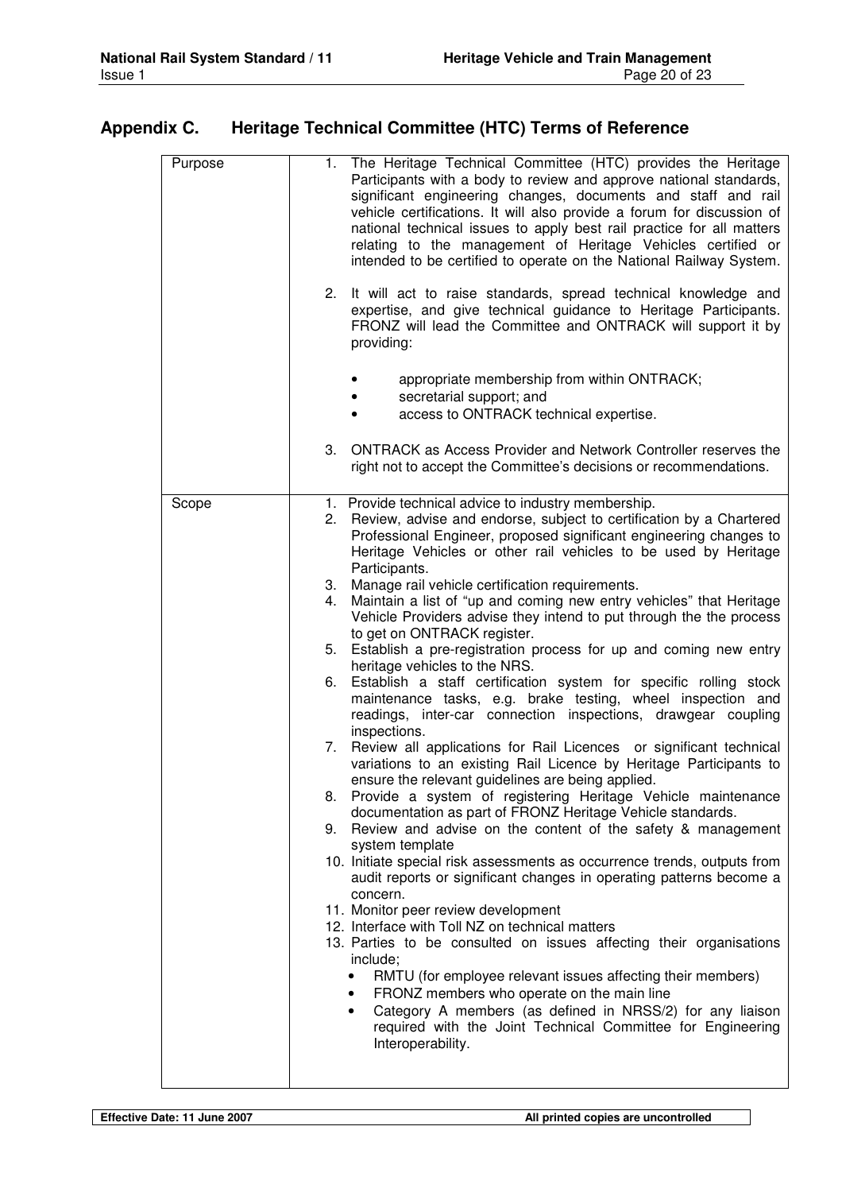## Appendix C. Heritage Technical Committee (HTC) Terms of Reference

| | |
|---|---|
| Purpose | 1. The Heritage Technical Committee (HTC) provides the Heritage Participants with a body to review and approve national standards, significant engineering changes, documents and staff and rail vehicle certifications. It will also provide a forum for discussion of national technical issues to apply best rail practice for all matters relating to the management of Heritage Vehicles certified or intended to be certified to operate on the National Railway System.<br><br>2. It will act to raise standards, spread technical knowledge and expertise, and give technical guidance to Heritage Participants. FRONZ will lead the Committee and ONTRACK will support it by providing:<br>• appropriate membership from within ONTRACK;<br>• secretarial support; and<br>• access to ONTRACK technical expertise.<br><br>3. ONTRACK as Access Provider and Network Controller reserves the right not to accept the Committee's decisions or recommendations. |
| Scope | 1. Provide technical advice to industry membership.<br>2. Review, advise and endorse, subject to certification by a Chartered Professional Engineer, proposed significant engineering changes to Heritage Vehicles or other rail vehicles to be used by Heritage Participants.<br>3. Manage rail vehicle certification requirements.<br>4. Maintain a list of "up and coming new entry vehicles" that Heritage Vehicle Providers advise they intend to put through the the process to get on ONTRACK register.<br>5. Establish a pre-registration process for up and coming new entry heritage vehicles to the NRS.<br>6. Establish a staff certification system for specific rolling stock maintenance tasks, e.g. brake testing, wheel inspection and readings, inter-car connection inspections, drawgear coupling inspections.<br>7. Review all applications for Rail Licences or significant technical variations to an existing Rail Licence by Heritage Participants to ensure the relevant guidelines are being applied.<br>8. Provide a system of registering Heritage Vehicle maintenance documentation as part of FRONZ Heritage Vehicle standards.<br>9. Review and advise on the content of the safety & management system template<br>10. Initiate special risk assessments as occurrence trends, outputs from audit reports or significant changes in operating patterns become a concern.<br>11. Monitor peer review development<br>12. Interface with Toll NZ on technical matters<br>13. Parties to be consulted on issues affecting their organisations include;<br>• RMTU (for employee relevant issues affecting their members)<br>• FRONZ members who operate on the main line<br>• Category A members (as defined in NRSS/2) for any liaison required with the Joint Technical Committee for Engineering Interoperability. |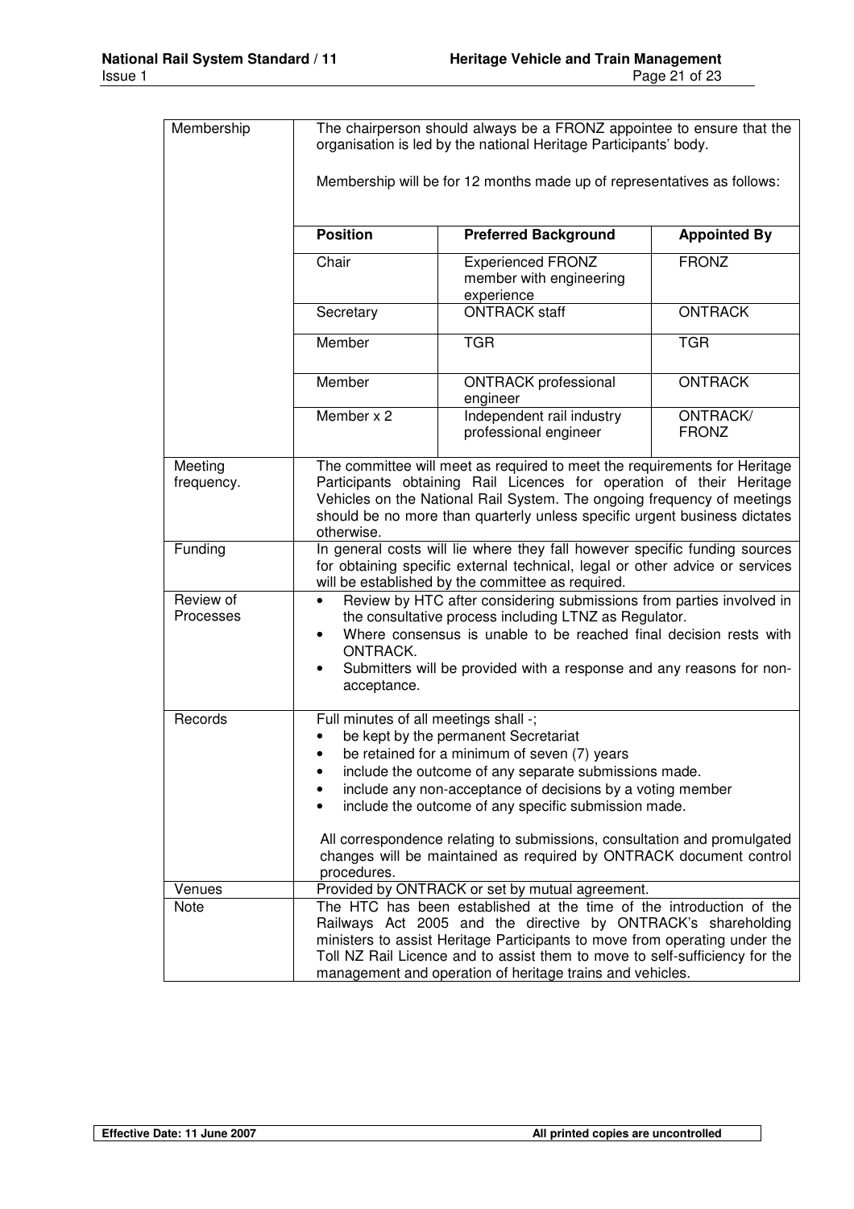| | |
|---|---|
| Membership | The chairperson should always be a FRONZ appointee to ensure that the organisation is led by the national Heritage Participants' body.<br><br>Membership will be for 12 months made up of representatives as follows:<br><br>**Position** / **Preferred Background** / **Appointed By**<br>Chair / Experienced FRONZ member with engineering experience / FRONZ<br>Secretary / ONTRACK staff / ONTRACK<br>Member / TGR / TGR<br>Member / ONTRACK professional engineer / ONTRACK<br>Member x 2 / Independent rail industry professional engineer / ONTRACK/ FRONZ |
| Meeting frequency. | The committee will meet as required to meet the requirements for Heritage Participants obtaining Rail Licences for operation of their Heritage Vehicles on the National Rail System. The ongoing frequency of meetings should be no more than quarterly unless specific urgent business dictates otherwise. |
| Funding | In general costs will lie where they fall however specific funding sources for obtaining specific external technical, legal or other advice or services will be established by the committee as required. |
| Review of Processes | • Review by HTC after considering submissions from parties involved in the consultative process including LTNZ as Regulator.<br>• Where consensus is unable to be reached final decision rests with ONTRACK.<br>• Submitters will be provided with a response and any reasons for non-acceptance. |
| Records | Full minutes of all meetings shall -;<br>• be kept by the permanent Secretariat<br>• be retained for a minimum of seven (7) years<br>• include the outcome of any separate submissions made.<br>• include any non-acceptance of decisions by a voting member<br>• include the outcome of any specific submission made.<br><br>All correspondence relating to submissions, consultation and promulgated changes will be maintained as required by ONTRACK document control procedures. |
| Venues | Provided by ONTRACK or set by mutual agreement. |
| Note | The HTC has been established at the time of the introduction of the Railways Act 2005 and the directive by ONTRACK's shareholding ministers to assist Heritage Participants to move from operating under the Toll NZ Rail Licence and to assist them to move to self-sufficiency for the management and operation of heritage trains and vehicles. |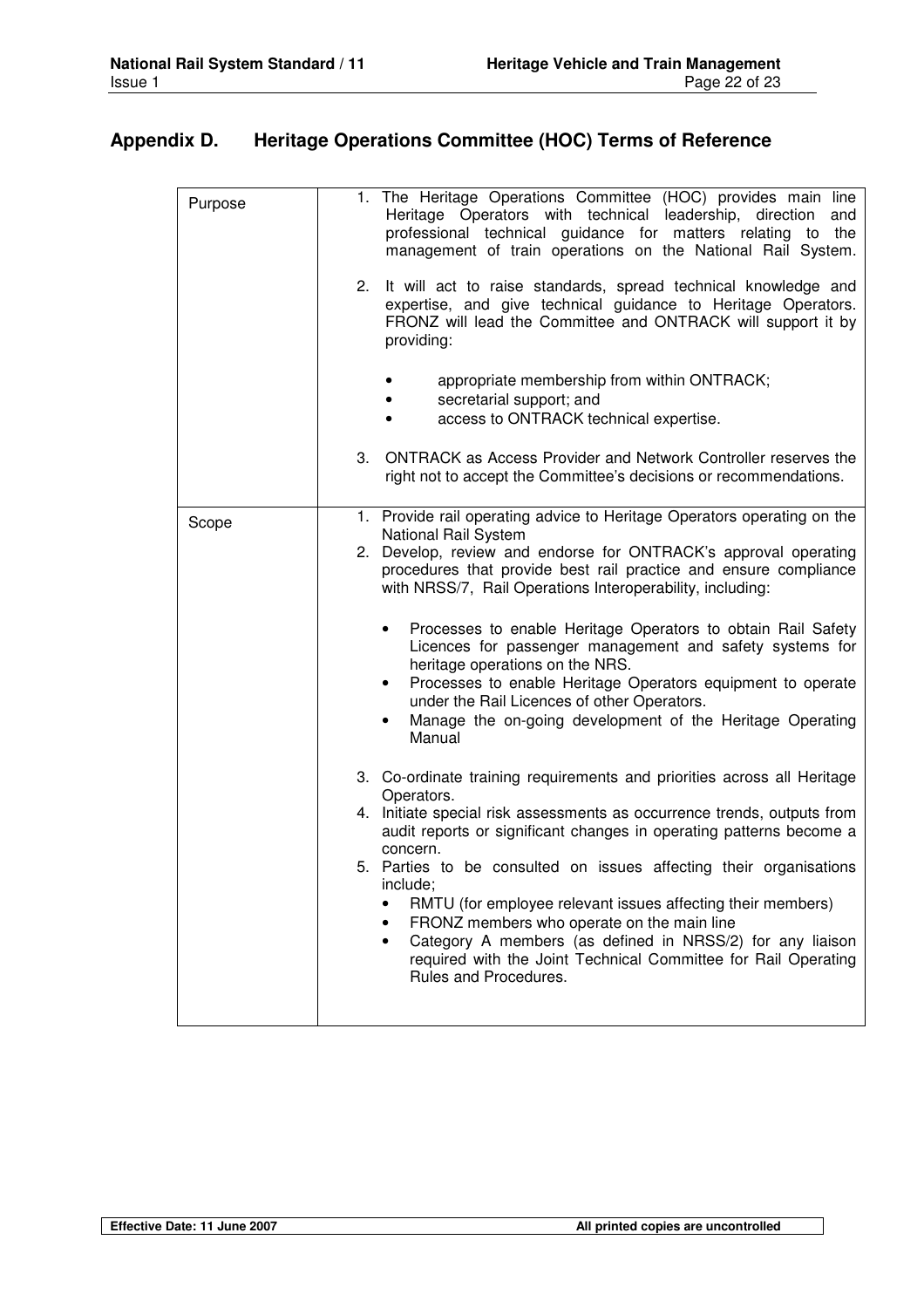## Appendix D. Heritage Operations Committee (HOC) Terms of Reference

| | |
|---|---|
| Purpose | 1. The Heritage Operations Committee (HOC) provides main line Heritage Operators with technical leadership, direction and professional technical guidance for matters relating to the management of train operations on the National Rail System.<br><br>2. It will act to raise standards, spread technical knowledge and expertise, and give technical guidance to Heritage Operators. FRONZ will lead the Committee and ONTRACK will support it by providing:<br><br>• appropriate membership from within ONTRACK;<br>• secretarial support; and<br>• access to ONTRACK technical expertise.<br><br>3. ONTRACK as Access Provider and Network Controller reserves the right not to accept the Committee's decisions or recommendations. |
| Scope | 1. Provide rail operating advice to Heritage Operators operating on the National Rail System<br>2. Develop, review and endorse for ONTRACK's approval operating procedures that provide best rail practice and ensure compliance with NRSS/7, Rail Operations Interoperability, including:<br><br>• Processes to enable Heritage Operators to obtain Rail Safety Licences for passenger management and safety systems for heritage operations on the NRS.<br>• Processes to enable Heritage Operators equipment to operate under the Rail Licences of other Operators.<br>• Manage the on-going development of the Heritage Operating Manual<br><br>3. Co-ordinate training requirements and priorities across all Heritage Operators.<br>4. Initiate special risk assessments as occurrence trends, outputs from audit reports or significant changes in operating patterns become a concern.<br>5. Parties to be consulted on issues affecting their organisations include;<br>• RMTU (for employee relevant issues affecting their members)<br>• FRONZ members who operate on the main line<br>• Category A members (as defined in NRSS/2) for any liaison required with the Joint Technical Committee for Rail Operating Rules and Procedures. |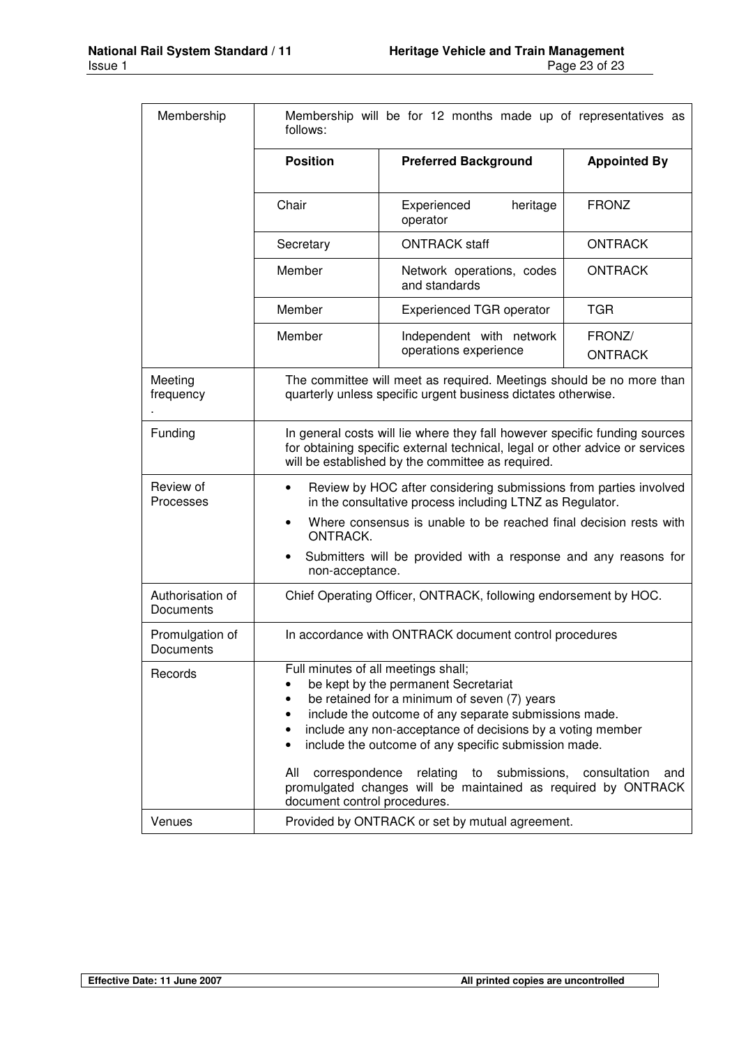| | | | |
|---|---|---|---|
| Membership | Membership will be for 12 months made up of representatives as follows: | | |
| | **Position** | **Preferred Background** | **Appointed By** |
| | Chair | Experienced heritage operator | FRONZ |
| | Secretary | ONTRACK staff | ONTRACK |
| | Member | Network operations, codes and standards | ONTRACK |
| | Member | Experienced TGR operator | TGR |
| | Member | Independent with network operations experience | FRONZ/ ONTRACK |
| Meeting frequency . | The committee will meet as required. Meetings should be no more than quarterly unless specific urgent business dictates otherwise. | | |
| Funding | In general costs will lie where they fall however specific funding sources for obtaining specific external technical, legal or other advice or services will be established by the committee as required. | | |
| Review of Processes | • Review by HOC after considering submissions from parties involved in the consultative process including LTNZ as Regulator.<br>• Where consensus is unable to be reached final decision rests with ONTRACK.<br>• Submitters will be provided with a response and any reasons for non-acceptance. | | |
| Authorisation of Documents | Chief Operating Officer, ONTRACK, following endorsement by HOC. | | |
| Promulgation of Documents | In accordance with ONTRACK document control procedures | | |
| Records | Full minutes of all meetings shall;<br>• be kept by the permanent Secretariat<br>• be retained for a minimum of seven (7) years<br>• include the outcome of any separate submissions made.<br>• include any non-acceptance of decisions by a voting member<br>• include the outcome of any specific submission made.<br><br>All correspondence relating to submissions, consultation and promulgated changes will be maintained as required by ONTRACK document control procedures. | | |
| Venues | Provided by ONTRACK or set by mutual agreement. | | |